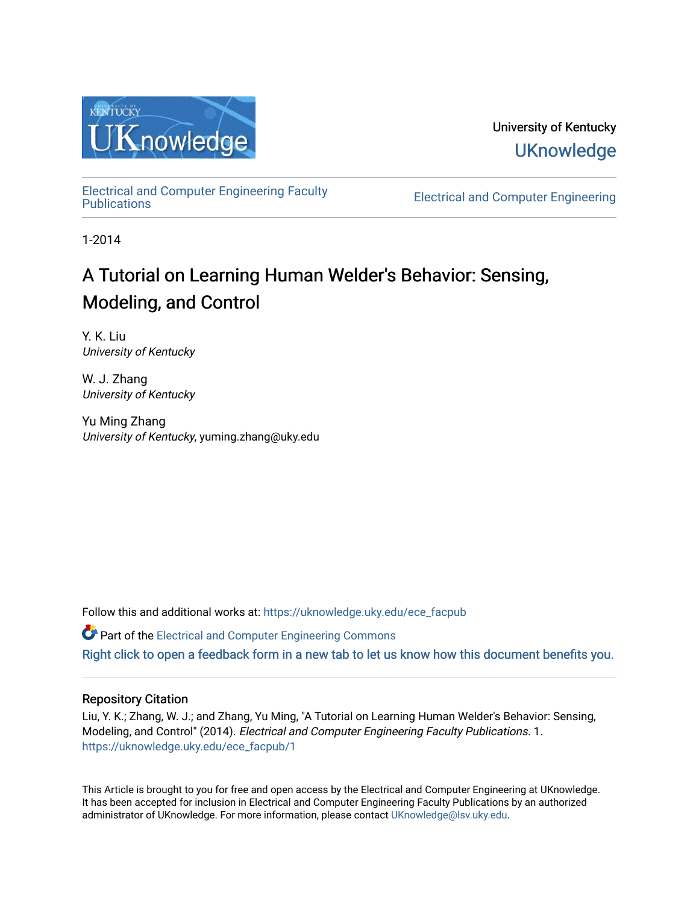University of Kentucky

UKnowledge

Electrical and Computer Engineering Faculty Publications

Electrical and Computer Engineering

1-2014

# A Tutorial on Learning Human Welder's Behavior: Sensing, Modeling, and Control

Y. K. Liu
*University of Kentucky*

W. J. Zhang
*University of Kentucky*

Yu Ming Zhang
*University of Kentucky*, yuming.zhang@uky.edu

Follow this and additional works at: https://uknowledge.uky.edu/ece_facpub

Part of the Electrical and Computer Engineering Commons

Right click to open a feedback form in a new tab to let us know how this document benefits you.

## Repository Citation

Liu, Y. K.; Zhang, W. J.; and Zhang, Yu Ming, "A Tutorial on Learning Human Welder's Behavior: Sensing, Modeling, and Control" (2014). *Electrical and Computer Engineering Faculty Publications*. 1.
https://uknowledge.uky.edu/ece_facpub/1

This Article is brought to you for free and open access by the Electrical and Computer Engineering at UKnowledge. It has been accepted for inclusion in Electrical and Computer Engineering Faculty Publications by an authorized administrator of UKnowledge. For more information, please contact UKnowledge@lsv.uky.edu.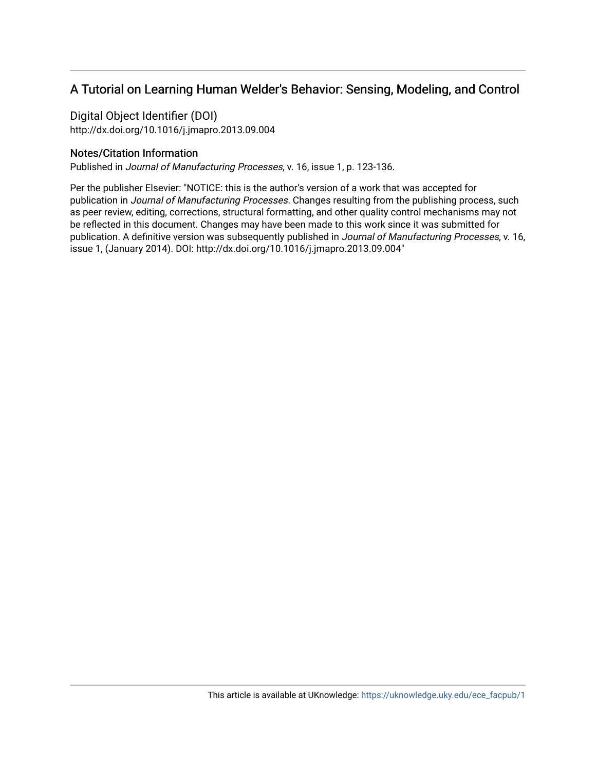## A Tutorial on Learning Human Welder's Behavior: Sensing, Modeling, and Control

### Digital Object Identifier (DOI)

http://dx.doi.org/10.1016/j.jmapro.2013.09.004

### Notes/Citation Information

Published in *Journal of Manufacturing Processes*, v. 16, issue 1, p. 123-136.

Per the publisher Elsevier: "NOTICE: this is the author's version of a work that was accepted for publication in *Journal of Manufacturing Processes*. Changes resulting from the publishing process, such as peer review, editing, corrections, structural formatting, and other quality control mechanisms may not be reflected in this document. Changes may have been made to this work since it was submitted for publication. A definitive version was subsequently published in *Journal of Manufacturing Processes*, v. 16, issue 1, (January 2014). DOI: http://dx.doi.org/10.1016/j.jmapro.2013.09.004"

This article is available at UKnowledge: https://uknowledge.uky.edu/ece_facpub/1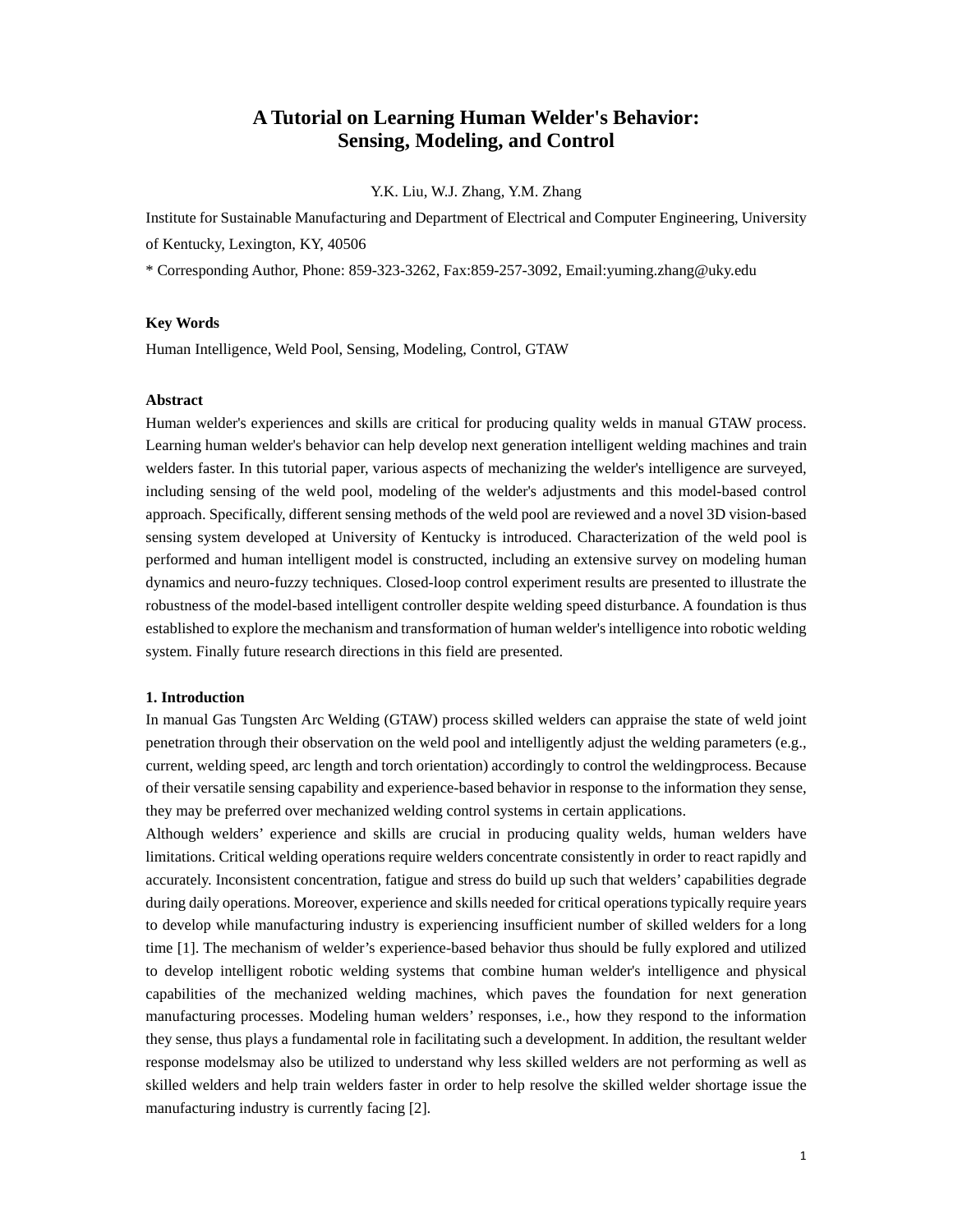# A Tutorial on Learning Human Welder's Behavior: Sensing, Modeling, and Control

Y.K. Liu, W.J. Zhang, Y.M. Zhang

Institute for Sustainable Manufacturing and Department of Electrical and Computer Engineering, University of Kentucky, Lexington, KY, 40506

* Corresponding Author, Phone: 859-323-3262, Fax:859-257-3092, Email:yuming.zhang@uky.edu

**Key Words**

Human Intelligence, Weld Pool, Sensing, Modeling, Control, GTAW

**Abstract**

Human welder's experiences and skills are critical for producing quality welds in manual GTAW process. Learning human welder's behavior can help develop next generation intelligent welding machines and train welders faster. In this tutorial paper, various aspects of mechanizing the welder's intelligence are surveyed, including sensing of the weld pool, modeling of the welder's adjustments and this model-based control approach. Specifically, different sensing methods of the weld pool are reviewed and a novel 3D vision-based sensing system developed at University of Kentucky is introduced. Characterization of the weld pool is performed and human intelligent model is constructed, including an extensive survey on modeling human dynamics and neuro-fuzzy techniques. Closed-loop control experiment results are presented to illustrate the robustness of the model-based intelligent controller despite welding speed disturbance. A foundation is thus established to explore the mechanism and transformation of human welder's intelligence into robotic welding system. Finally future research directions in this field are presented.

**1. Introduction**

In manual Gas Tungsten Arc Welding (GTAW) process skilled welders can appraise the state of weld joint penetration through their observation on the weld pool and intelligently adjust the welding parameters (e.g., current, welding speed, arc length and torch orientation) accordingly to control the weldingprocess. Because of their versatile sensing capability and experience-based behavior in response to the information they sense, they may be preferred over mechanized welding control systems in certain applications.

Although welders' experience and skills are crucial in producing quality welds, human welders have limitations. Critical welding operations require welders concentrate consistently in order to react rapidly and accurately. Inconsistent concentration, fatigue and stress do build up such that welders' capabilities degrade during daily operations. Moreover, experience and skills needed for critical operations typically require years to develop while manufacturing industry is experiencing insufficient number of skilled welders for a long time [1]. The mechanism of welder's experience-based behavior thus should be fully explored and utilized to develop intelligent robotic welding systems that combine human welder's intelligence and physical capabilities of the mechanized welding machines, which paves the foundation for next generation manufacturing processes. Modeling human welders' responses, i.e., how they respond to the information they sense, thus plays a fundamental role in facilitating such a development. In addition, the resultant welder response modelsmay also be utilized to understand why less skilled welders are not performing as well as skilled welders and help train welders faster in order to help resolve the skilled welder shortage issue the manufacturing industry is currently facing [2].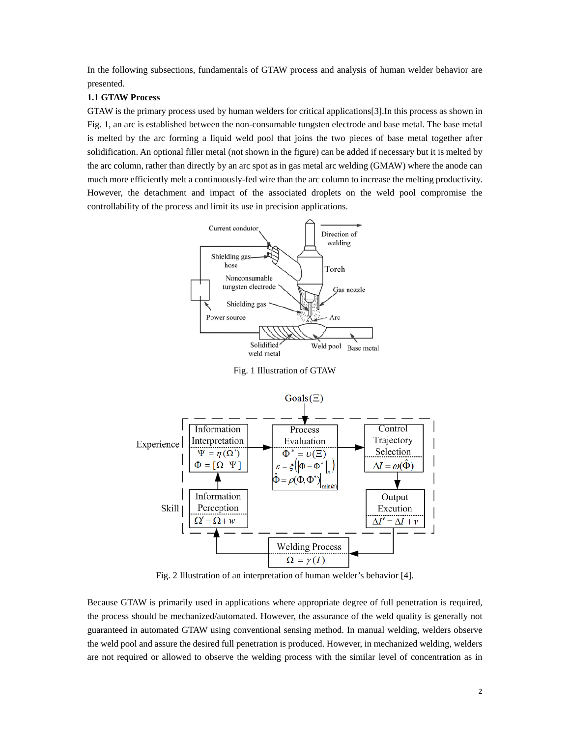In the following subsections, fundamentals of GTAW process and analysis of human welder behavior are presented.

**1.1 GTAW Process**

GTAW is the primary process used by human welders for critical applications[3].In this process as shown in Fig. 1, an arc is established between the non-consumable tungsten electrode and base metal. The base metal is melted by the arc forming a liquid weld pool that joins the two pieces of base metal together after solidification. An optional filler metal (not shown in the figure) can be added if necessary but it is melted by the arc column, rather than directly by an arc spot as in gas metal arc welding (GMAW) where the anode can much more efficiently melt a continuously-fed wire than the arc column to increase the melting productivity. However, the detachment and impact of the associated droplets on the weld pool compromise the controllability of the process and limit its use in precision applications.

Fig. 1 Illustration of GTAW

Fig. 2 Illustration of an interpretation of human welder's behavior [4].

Because GTAW is primarily used in applications where appropriate degree of full penetration is required, the process should be mechanized/automated. However, the assurance of the weld quality is generally not guaranteed in automated GTAW using conventional sensing method. In manual welding, welders observe the weld pool and assure the desired full penetration is produced. However, in mechanized welding, welders are not required or allowed to observe the welding process with the similar level of concentration as in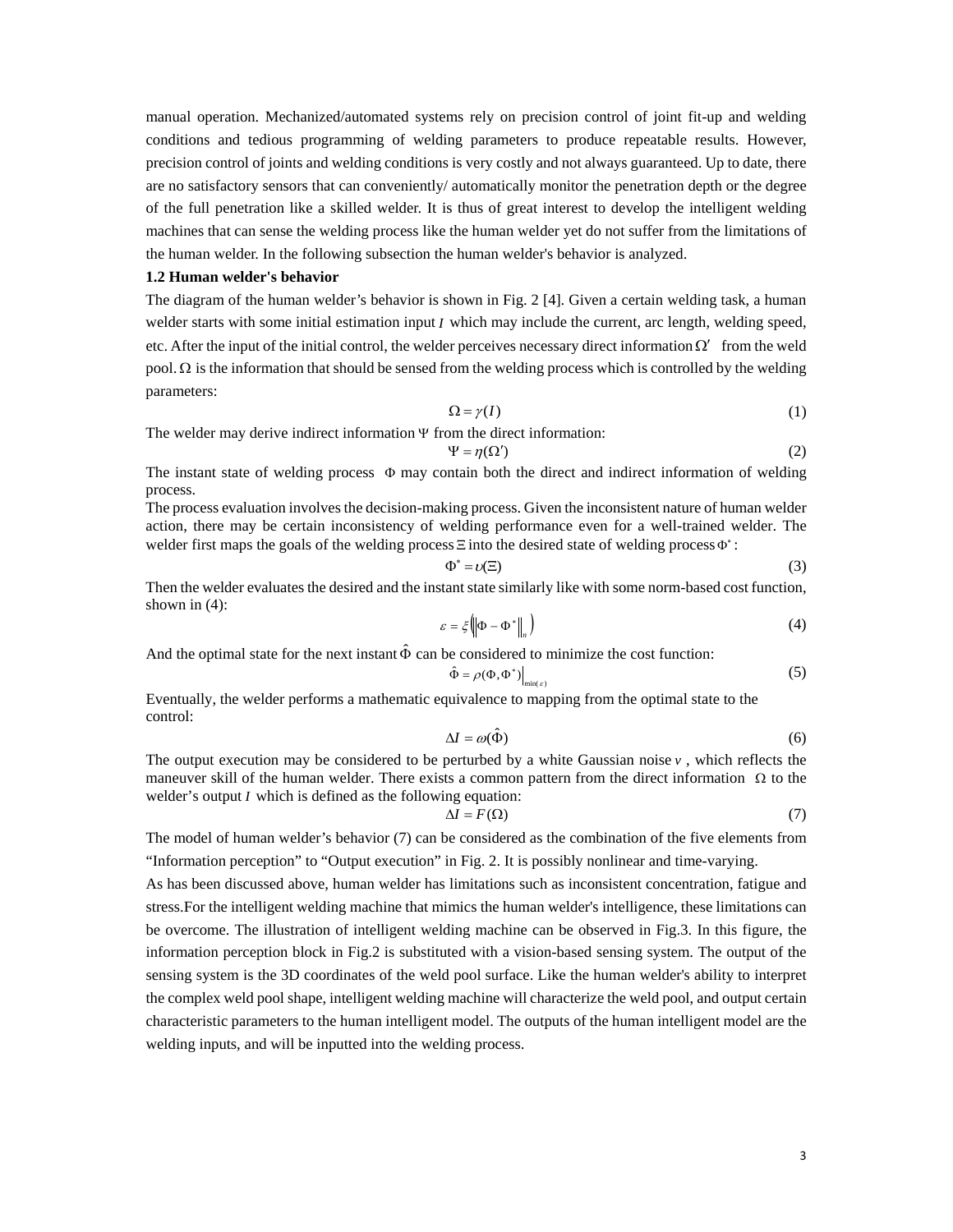manual operation. Mechanized/automated systems rely on precision control of joint fit-up and welding conditions and tedious programming of welding parameters to produce repeatable results. However, precision control of joints and welding conditions is very costly and not always guaranteed. Up to date, there are no satisfactory sensors that can conveniently/ automatically monitor the penetration depth or the degree of the full penetration like a skilled welder. It is thus of great interest to develop the intelligent welding machines that can sense the welding process like the human welder yet do not suffer from the limitations of the human welder. In the following subsection the human welder's behavior is analyzed.

**1.2 Human welder's behavior**

The diagram of the human welder's behavior is shown in Fig. 2 [4]. Given a certain welding task, a human welder starts with some initial estimation input $I$ which may include the current, arc length, welding speed, etc. After the input of the initial control, the welder perceives necessary direct information $\Omega'$ from the weld pool. $\Omega$ is the information that should be sensed from the welding process which is controlled by the welding parameters:

$$\Omega = \gamma(I) \tag{1}$$

The welder may derive indirect information $\Psi$ from the direct information:

$$\Psi = \eta(\Omega') \tag{2}$$

The instant state of welding process $\Phi$ may contain both the direct and indirect information of welding process.

The process evaluation involves the decision-making process. Given the inconsistent nature of human welder action, there may be certain inconsistency of welding performance even for a well-trained welder. The welder first maps the goals of the welding process $\Xi$ into the desired state of welding process $\Phi^*$:

$$\Phi^* = \upsilon(\Xi) \tag{3}$$

Then the welder evaluates the desired and the instant state similarly like with some norm-based cost function, shown in (4):

$$\varepsilon = \xi\left(\left\|\Phi - \Phi^*\right\|_n\right) \tag{4}$$

And the optimal state for the next instant $\hat{\Phi}$ can be considered to minimize the cost function:

$$\hat{\Phi} = \rho(\Phi, \Phi^*)\Big|_{\min(\varepsilon)} \tag{5}$$

Eventually, the welder performs a mathematic equivalence to mapping from the optimal state to the control:

$$\Delta I = \omega(\hat{\Phi}) \tag{6}$$

The output execution may be considered to be perturbed by a white Gaussian noise $v$, which reflects the maneuver skill of the human welder. There exists a common pattern from the direct information $\Omega$ to the welder's output $I$ which is defined as the following equation:

$$\Delta I = F(\Omega) \tag{7}$$

The model of human welder's behavior (7) can be considered as the combination of the five elements from "Information perception" to "Output execution" in Fig. 2. It is possibly nonlinear and time-varying.

As has been discussed above, human welder has limitations such as inconsistent concentration, fatigue and stress.For the intelligent welding machine that mimics the human welder's intelligence, these limitations can be overcome. The illustration of intelligent welding machine can be observed in Fig.3. In this figure, the information perception block in Fig.2 is substituted with a vision-based sensing system. The output of the sensing system is the 3D coordinates of the weld pool surface. Like the human welder's ability to interpret the complex weld pool shape, intelligent welding machine will characterize the weld pool, and output certain characteristic parameters to the human intelligent model. The outputs of the human intelligent model are the welding inputs, and will be inputted into the welding process.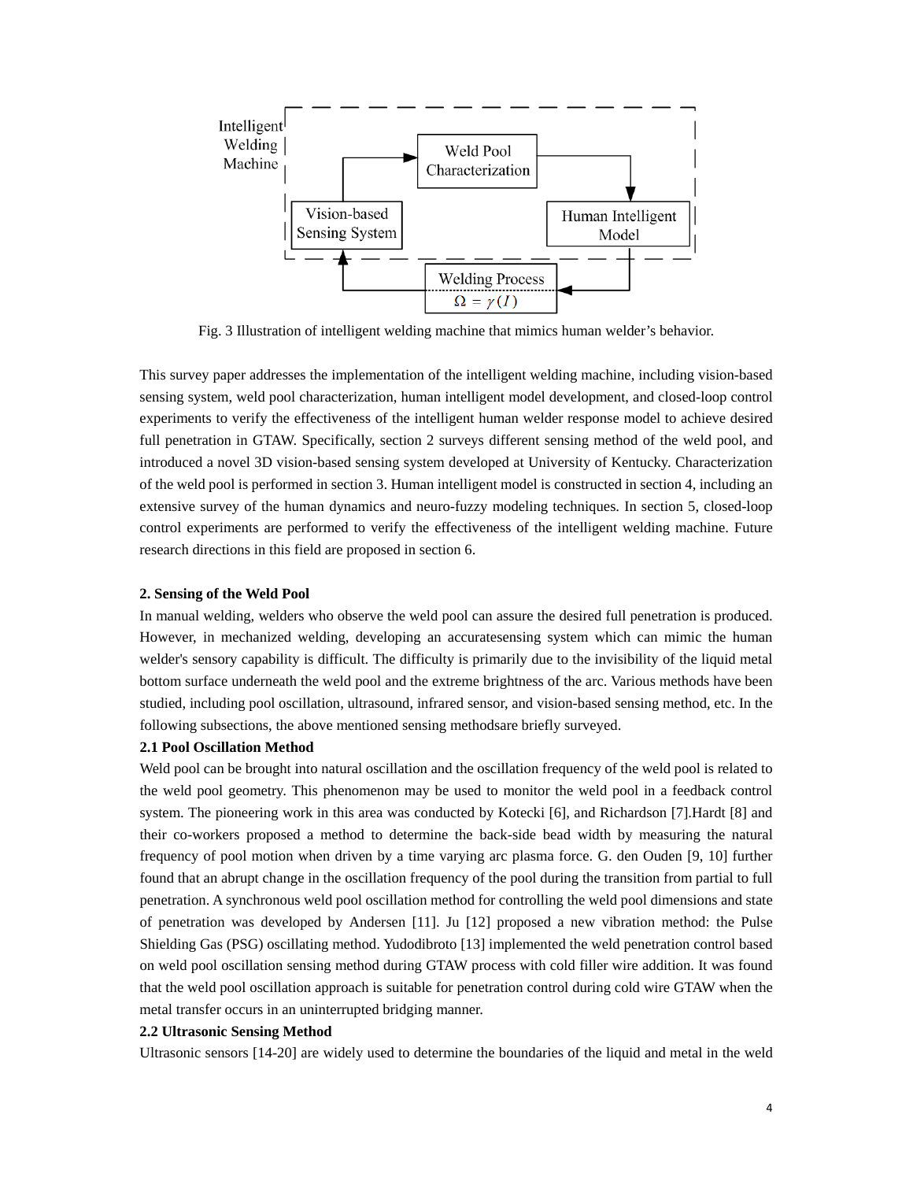Fig. 3 Illustration of intelligent welding machine that mimics human welder's behavior.

This survey paper addresses the implementation of the intelligent welding machine, including vision-based sensing system, weld pool characterization, human intelligent model development, and closed-loop control experiments to verify the effectiveness of the intelligent human welder response model to achieve desired full penetration in GTAW. Specifically, section 2 surveys different sensing method of the weld pool, and introduced a novel 3D vision-based sensing system developed at University of Kentucky. Characterization of the weld pool is performed in section 3. Human intelligent model is constructed in section 4, including an extensive survey of the human dynamics and neuro-fuzzy modeling techniques. In section 5, closed-loop control experiments are performed to verify the effectiveness of the intelligent welding machine. Future research directions in this field are proposed in section 6.

## 2. Sensing of the Weld Pool

In manual welding, welders who observe the weld pool can assure the desired full penetration is produced. However, in mechanized welding, developing an accuratesensing system which can mimic the human welder's sensory capability is difficult. The difficulty is primarily due to the invisibility of the liquid metal bottom surface underneath the weld pool and the extreme brightness of the arc. Various methods have been studied, including pool oscillation, ultrasound, infrared sensor, and vision-based sensing method, etc. In the following subsections, the above mentioned sensing methodsare briefly surveyed.

### 2.1 Pool Oscillation Method

Weld pool can be brought into natural oscillation and the oscillation frequency of the weld pool is related to the weld pool geometry. This phenomenon may be used to monitor the weld pool in a feedback control system. The pioneering work in this area was conducted by Kotecki [6], and Richardson [7].Hardt [8] and their co-workers proposed a method to determine the back-side bead width by measuring the natural frequency of pool motion when driven by a time varying arc plasma force. G. den Ouden [9, 10] further found that an abrupt change in the oscillation frequency of the pool during the transition from partial to full penetration. A synchronous weld pool oscillation method for controlling the weld pool dimensions and state of penetration was developed by Andersen [11]. Ju [12] proposed a new vibration method: the Pulse Shielding Gas (PSG) oscillating method. Yudodibroto [13] implemented the weld penetration control based on weld pool oscillation sensing method during GTAW process with cold filler wire addition. It was found that the weld pool oscillation approach is suitable for penetration control during cold wire GTAW when the metal transfer occurs in an uninterrupted bridging manner.

### 2.2 Ultrasonic Sensing Method

Ultrasonic sensors [14-20] are widely used to determine the boundaries of the liquid and metal in the weld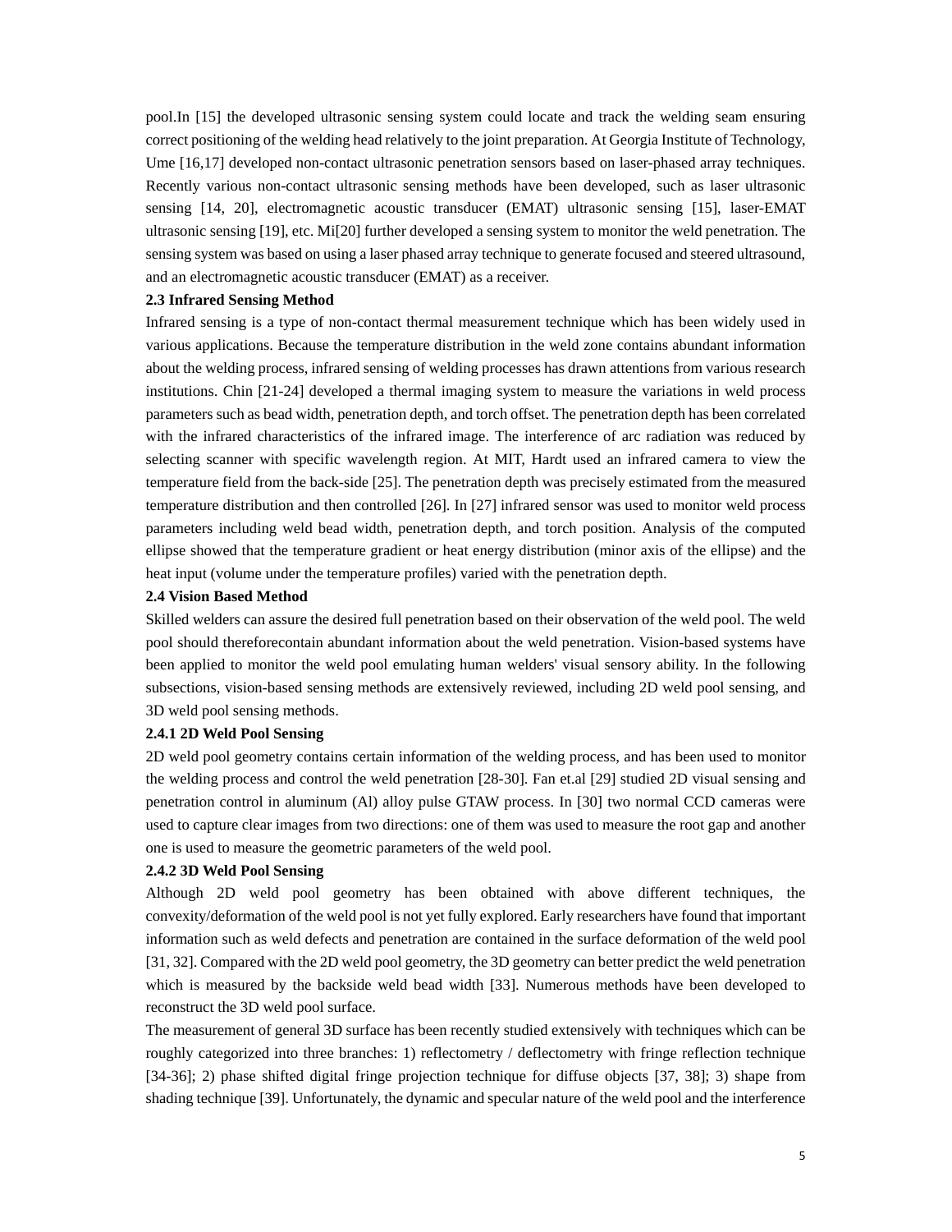pool.In [15] the developed ultrasonic sensing system could locate and track the welding seam ensuring correct positioning of the welding head relatively to the joint preparation. At Georgia Institute of Technology, Ume [16,17] developed non-contact ultrasonic penetration sensors based on laser-phased array techniques. Recently various non-contact ultrasonic sensing methods have been developed, such as laser ultrasonic sensing [14, 20], electromagnetic acoustic transducer (EMAT) ultrasonic sensing [15], laser-EMAT ultrasonic sensing [19], etc. Mi[20] further developed a sensing system to monitor the weld penetration. The sensing system was based on using a laser phased array technique to generate focused and steered ultrasound, and an electromagnetic acoustic transducer (EMAT) as a receiver.

### 2.3 Infrared Sensing Method

Infrared sensing is a type of non-contact thermal measurement technique which has been widely used in various applications. Because the temperature distribution in the weld zone contains abundant information about the welding process, infrared sensing of welding processes has drawn attentions from various research institutions. Chin [21-24] developed a thermal imaging system to measure the variations in weld process parameters such as bead width, penetration depth, and torch offset. The penetration depth has been correlated with the infrared characteristics of the infrared image. The interference of arc radiation was reduced by selecting scanner with specific wavelength region. At MIT, Hardt used an infrared camera to view the temperature field from the back-side [25]. The penetration depth was precisely estimated from the measured temperature distribution and then controlled [26]. In [27] infrared sensor was used to monitor weld process parameters including weld bead width, penetration depth, and torch position. Analysis of the computed ellipse showed that the temperature gradient or heat energy distribution (minor axis of the ellipse) and the heat input (volume under the temperature profiles) varied with the penetration depth.

### 2.4 Vision Based Method

Skilled welders can assure the desired full penetration based on their observation of the weld pool. The weld pool should thereforecontain abundant information about the weld penetration. Vision-based systems have been applied to monitor the weld pool emulating human welders' visual sensory ability. In the following subsections, vision-based sensing methods are extensively reviewed, including 2D weld pool sensing, and 3D weld pool sensing methods.

#### 2.4.1 2D Weld Pool Sensing

2D weld pool geometry contains certain information of the welding process, and has been used to monitor the welding process and control the weld penetration [28-30]. Fan et.al [29] studied 2D visual sensing and penetration control in aluminum (Al) alloy pulse GTAW process. In [30] two normal CCD cameras were used to capture clear images from two directions: one of them was used to measure the root gap and another one is used to measure the geometric parameters of the weld pool.

#### 2.4.2 3D Weld Pool Sensing

Although 2D weld pool geometry has been obtained with above different techniques, the convexity/deformation of the weld pool is not yet fully explored. Early researchers have found that important information such as weld defects and penetration are contained in the surface deformation of the weld pool [31, 32]. Compared with the 2D weld pool geometry, the 3D geometry can better predict the weld penetration which is measured by the backside weld bead width [33]. Numerous methods have been developed to reconstruct the 3D weld pool surface.

The measurement of general 3D surface has been recently studied extensively with techniques which can be roughly categorized into three branches: 1) reflectometry / deflectometry with fringe reflection technique [34-36]; 2) phase shifted digital fringe projection technique for diffuse objects [37, 38]; 3) shape from shading technique [39]. Unfortunately, the dynamic and specular nature of the weld pool and the interference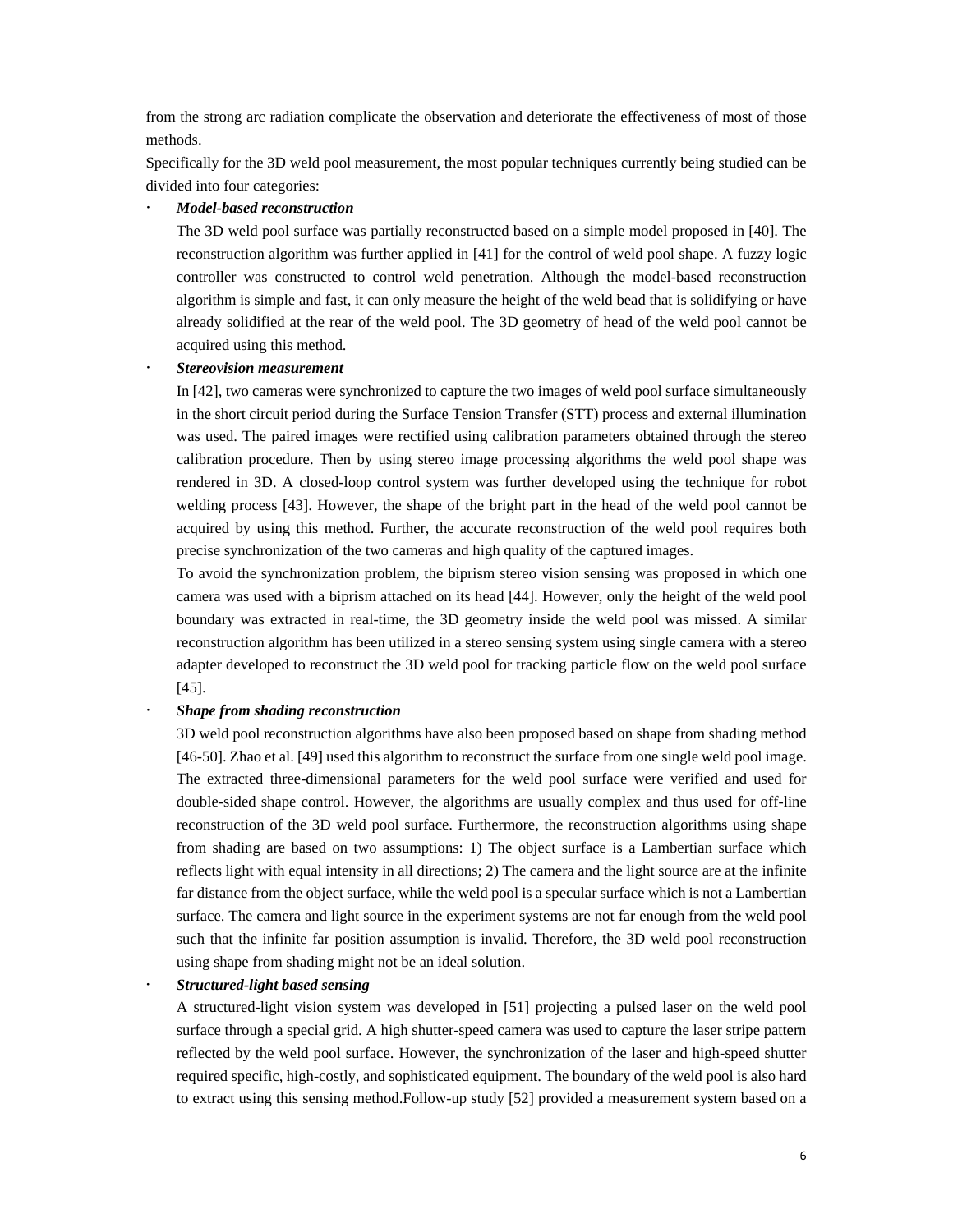from the strong arc radiation complicate the observation and deteriorate the effectiveness of most of those methods.

Specifically for the 3D weld pool measurement, the most popular techniques currently being studied can be divided into four categories:

- ***Model-based reconstruction***

  The 3D weld pool surface was partially reconstructed based on a simple model proposed in [40]. The reconstruction algorithm was further applied in [41] for the control of weld pool shape. A fuzzy logic controller was constructed to control weld penetration. Although the model-based reconstruction algorithm is simple and fast, it can only measure the height of the weld bead that is solidifying or have already solidified at the rear of the weld pool. The 3D geometry of head of the weld pool cannot be acquired using this method.

- ***Stereovision measurement***

  In [42], two cameras were synchronized to capture the two images of weld pool surface simultaneously in the short circuit period during the Surface Tension Transfer (STT) process and external illumination was used. The paired images were rectified using calibration parameters obtained through the stereo calibration procedure. Then by using stereo image processing algorithms the weld pool shape was rendered in 3D. A closed-loop control system was further developed using the technique for robot welding process [43]. However, the shape of the bright part in the head of the weld pool cannot be acquired by using this method. Further, the accurate reconstruction of the weld pool requires both precise synchronization of the two cameras and high quality of the captured images.

  To avoid the synchronization problem, the biprism stereo vision sensing was proposed in which one camera was used with a biprism attached on its head [44]. However, only the height of the weld pool boundary was extracted in real-time, the 3D geometry inside the weld pool was missed. A similar reconstruction algorithm has been utilized in a stereo sensing system using single camera with a stereo adapter developed to reconstruct the 3D weld pool for tracking particle flow on the weld pool surface [45].

- ***Shape from shading reconstruction***

  3D weld pool reconstruction algorithms have also been proposed based on shape from shading method [46-50]. Zhao et al. [49] used this algorithm to reconstruct the surface from one single weld pool image. The extracted three-dimensional parameters for the weld pool surface were verified and used for double-sided shape control. However, the algorithms are usually complex and thus used for off-line reconstruction of the 3D weld pool surface. Furthermore, the reconstruction algorithms using shape from shading are based on two assumptions: 1) The object surface is a Lambertian surface which reflects light with equal intensity in all directions; 2) The camera and the light source are at the infinite far distance from the object surface, while the weld pool is a specular surface which is not a Lambertian surface. The camera and light source in the experiment systems are not far enough from the weld pool such that the infinite far position assumption is invalid. Therefore, the 3D weld pool reconstruction using shape from shading might not be an ideal solution.

- ***Structured-light based sensing***

  A structured-light vision system was developed in [51] projecting a pulsed laser on the weld pool surface through a special grid. A high shutter-speed camera was used to capture the laser stripe pattern reflected by the weld pool surface. However, the synchronization of the laser and high-speed shutter required specific, high-costly, and sophisticated equipment. The boundary of the weld pool is also hard to extract using this sensing method.Follow-up study [52] provided a measurement system based on a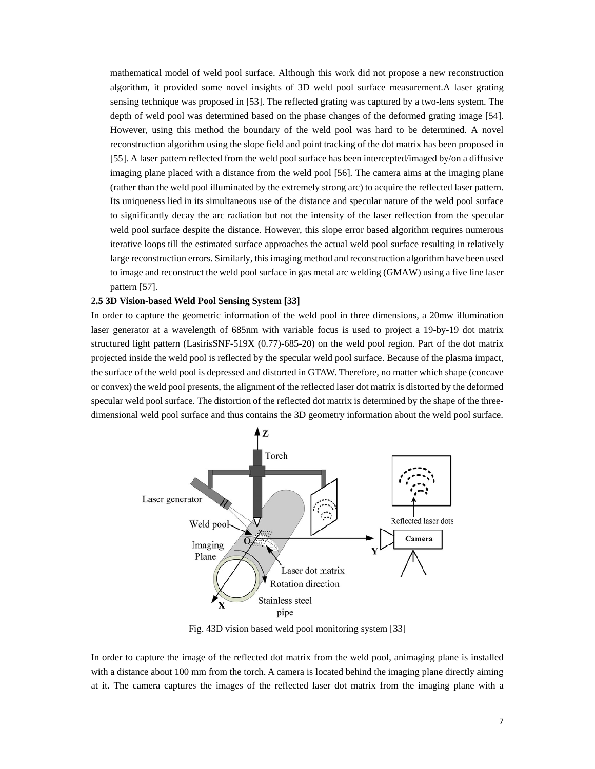mathematical model of weld pool surface. Although this work did not propose a new reconstruction algorithm, it provided some novel insights of 3D weld pool surface measurement.A laser grating sensing technique was proposed in [53]. The reflected grating was captured by a two-lens system. The depth of weld pool was determined based on the phase changes of the deformed grating image [54]. However, using this method the boundary of the weld pool was hard to be determined. A novel reconstruction algorithm using the slope field and point tracking of the dot matrix has been proposed in [55]. A laser pattern reflected from the weld pool surface has been intercepted/imaged by/on a diffusive imaging plane placed with a distance from the weld pool [56]. The camera aims at the imaging plane (rather than the weld pool illuminated by the extremely strong arc) to acquire the reflected laser pattern. Its uniqueness lied in its simultaneous use of the distance and specular nature of the weld pool surface to significantly decay the arc radiation but not the intensity of the laser reflection from the specular weld pool surface despite the distance. However, this slope error based algorithm requires numerous iterative loops till the estimated surface approaches the actual weld pool surface resulting in relatively large reconstruction errors. Similarly, this imaging method and reconstruction algorithm have been used to image and reconstruct the weld pool surface in gas metal arc welding (GMAW) using a five line laser pattern [57].

**2.5 3D Vision-based Weld Pool Sensing System [33]**

In order to capture the geometric information of the weld pool in three dimensions, a 20mw illumination laser generator at a wavelength of 685nm with variable focus is used to project a 19-by-19 dot matrix structured light pattern (LasirisSNF-519X (0.77)-685-20) on the weld pool region. Part of the dot matrix projected inside the weld pool is reflected by the specular weld pool surface. Because of the plasma impact, the surface of the weld pool is depressed and distorted in GTAW. Therefore, no matter which shape (concave or convex) the weld pool presents, the alignment of the reflected laser dot matrix is distorted by the deformed specular weld pool surface. The distortion of the reflected dot matrix is determined by the shape of the three-dimensional weld pool surface and thus contains the 3D geometry information about the weld pool surface.

Fig. 43D vision based weld pool monitoring system [33]

In order to capture the image of the reflected dot matrix from the weld pool, animaging plane is installed with a distance about 100 mm from the torch. A camera is located behind the imaging plane directly aiming at it. The camera captures the images of the reflected laser dot matrix from the imaging plane with a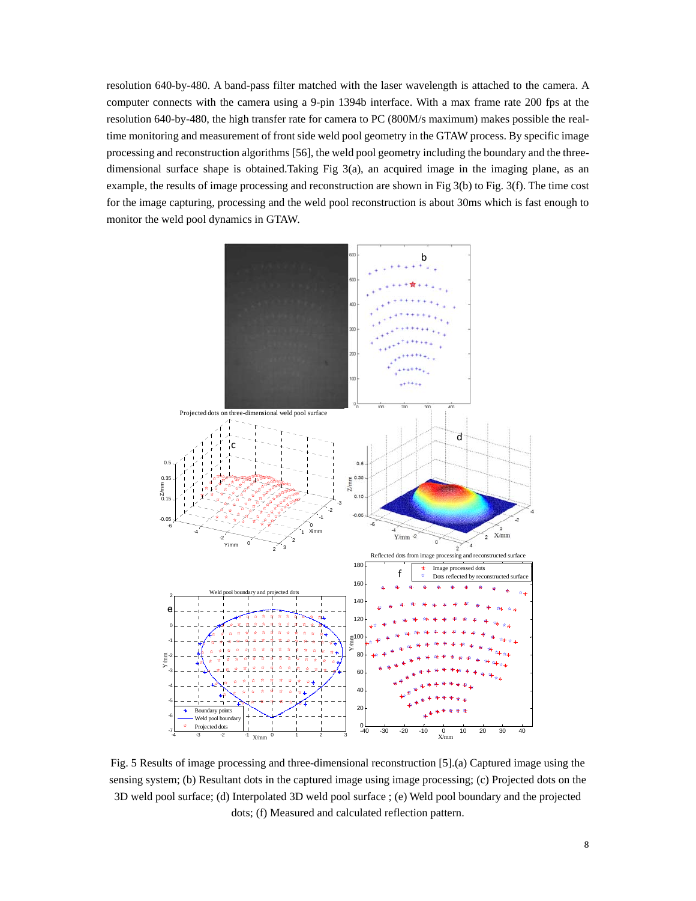resolution 640-by-480. A band-pass filter matched with the laser wavelength is attached to the camera. A computer connects with the camera using a 9-pin 1394b interface. With a max frame rate 200 fps at the resolution 640-by-480, the high transfer rate for camera to PC (800M/s maximum) makes possible the real-time monitoring and measurement of front side weld pool geometry in the GTAW process. By specific image processing and reconstruction algorithms [56], the weld pool geometry including the boundary and the three-dimensional surface shape is obtained.Taking Fig 3(a), an acquired image in the imaging plane, as an example, the results of image processing and reconstruction are shown in Fig 3(b) to Fig. 3(f). The time cost for the image capturing, processing and the weld pool reconstruction is about 30ms which is fast enough to monitor the weld pool dynamics in GTAW.

Fig. 5 Results of image processing and three-dimensional reconstruction [5].(a) Captured image using the sensing system; (b) Resultant dots in the captured image using image processing; (c) Projected dots on the 3D weld pool surface; (d) Interpolated 3D weld pool surface ; (e) Weld pool boundary and the projected dots; (f) Measured and calculated reflection pattern.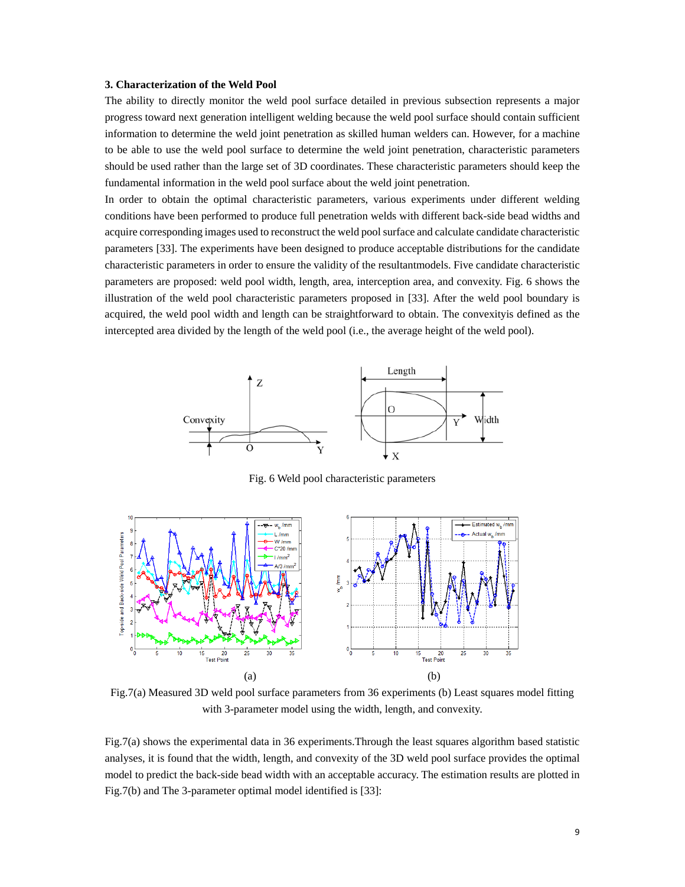### 3. Characterization of the Weld Pool

The ability to directly monitor the weld pool surface detailed in previous subsection represents a major progress toward next generation intelligent welding because the weld pool surface should contain sufficient information to determine the weld joint penetration as skilled human welders can. However, for a machine to be able to use the weld pool surface to determine the weld joint penetration, characteristic parameters should be used rather than the large set of 3D coordinates. These characteristic parameters should keep the fundamental information in the weld pool surface about the weld joint penetration.

In order to obtain the optimal characteristic parameters, various experiments under different welding conditions have been performed to produce full penetration welds with different back-side bead widths and acquire corresponding images used to reconstruct the weld pool surface and calculate candidate characteristic parameters [33]. The experiments have been designed to produce acceptable distributions for the candidate characteristic parameters in order to ensure the validity of the resultantmodels. Five candidate characteristic parameters are proposed: weld pool width, length, area, interception area, and convexity. Fig. 6 shows the illustration of the weld pool characteristic parameters proposed in [33]. After the weld pool boundary is acquired, the weld pool width and length can be straightforward to obtain. The convexityis defined as the intercepted area divided by the length of the weld pool (i.e., the average height of the weld pool).

Fig. 6 Weld pool characteristic parameters

(a) (b)

Fig.7(a) Measured 3D weld pool surface parameters from 36 experiments (b) Least squares model fitting with 3-parameter model using the width, length, and convexity.

Fig.7(a) shows the experimental data in 36 experiments.Through the least squares algorithm based statistic analyses, it is found that the width, length, and convexity of the 3D weld pool surface provides the optimal model to predict the back-side bead width with an acceptable accuracy. The estimation results are plotted in Fig.7(b) and The 3-parameter optimal model identified is [33]: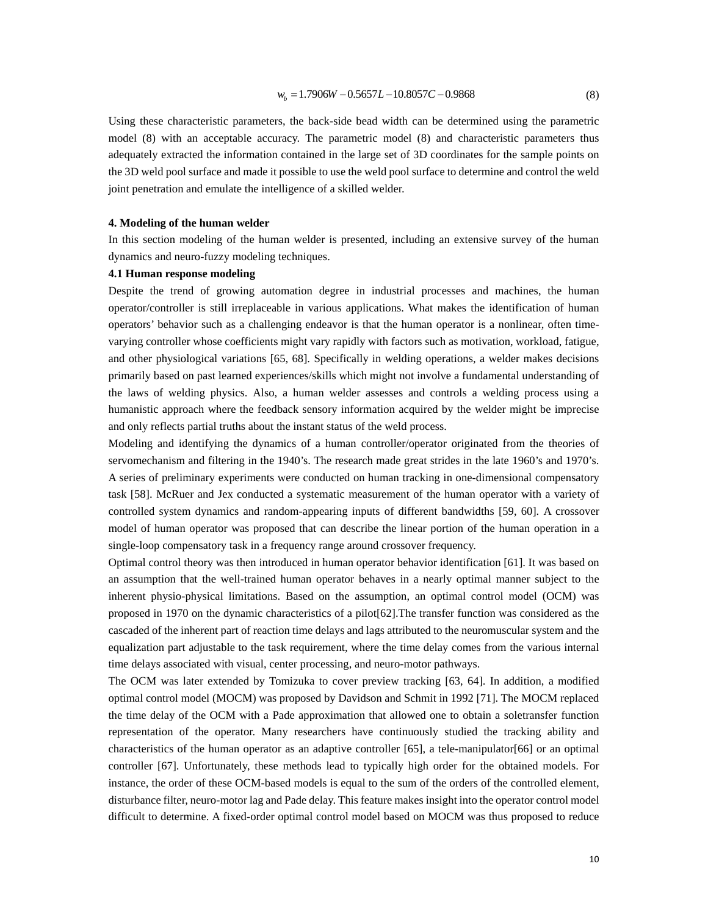$$w_b = 1.7906W - 0.5657L - 10.8057C - 0.9868 \tag{8}$$

Using these characteristic parameters, the back-side bead width can be determined using the parametric model (8) with an acceptable accuracy. The parametric model (8) and characteristic parameters thus adequately extracted the information contained in the large set of 3D coordinates for the sample points on the 3D weld pool surface and made it possible to use the weld pool surface to determine and control the weld joint penetration and emulate the intelligence of a skilled welder.

## 4. Modeling of the human welder

In this section modeling of the human welder is presented, including an extensive survey of the human dynamics and neuro-fuzzy modeling techniques.

### 4.1 Human response modeling

Despite the trend of growing automation degree in industrial processes and machines, the human operator/controller is still irreplaceable in various applications. What makes the identification of human operators' behavior such as a challenging endeavor is that the human operator is a nonlinear, often time-varying controller whose coefficients might vary rapidly with factors such as motivation, workload, fatigue, and other physiological variations [65, 68]. Specifically in welding operations, a welder makes decisions primarily based on past learned experiences/skills which might not involve a fundamental understanding of the laws of welding physics. Also, a human welder assesses and controls a welding process using a humanistic approach where the feedback sensory information acquired by the welder might be imprecise and only reflects partial truths about the instant status of the weld process.

Modeling and identifying the dynamics of a human controller/operator originated from the theories of servomechanism and filtering in the 1940's. The research made great strides in the late 1960's and 1970's. A series of preliminary experiments were conducted on human tracking in one-dimensional compensatory task [58]. McRuer and Jex conducted a systematic measurement of the human operator with a variety of controlled system dynamics and random-appearing inputs of different bandwidths [59, 60]. A crossover model of human operator was proposed that can describe the linear portion of the human operation in a single-loop compensatory task in a frequency range around crossover frequency.

Optimal control theory was then introduced in human operator behavior identification [61]. It was based on an assumption that the well-trained human operator behaves in a nearly optimal manner subject to the inherent physio-physical limitations. Based on the assumption, an optimal control model (OCM) was proposed in 1970 on the dynamic characteristics of a pilot[62].The transfer function was considered as the cascaded of the inherent part of reaction time delays and lags attributed to the neuromuscular system and the equalization part adjustable to the task requirement, where the time delay comes from the various internal time delays associated with visual, center processing, and neuro-motor pathways.

The OCM was later extended by Tomizuka to cover preview tracking [63, 64]. In addition, a modified optimal control model (MOCM) was proposed by Davidson and Schmit in 1992 [71]. The MOCM replaced the time delay of the OCM with a Pade approximation that allowed one to obtain a soletransfer function representation of the operator. Many researchers have continuously studied the tracking ability and characteristics of the human operator as an adaptive controller [65], a tele-manipulator[66] or an optimal controller [67]. Unfortunately, these methods lead to typically high order for the obtained models. For instance, the order of these OCM-based models is equal to the sum of the orders of the controlled element, disturbance filter, neuro-motor lag and Pade delay. This feature makes insight into the operator control model difficult to determine. A fixed-order optimal control model based on MOCM was thus proposed to reduce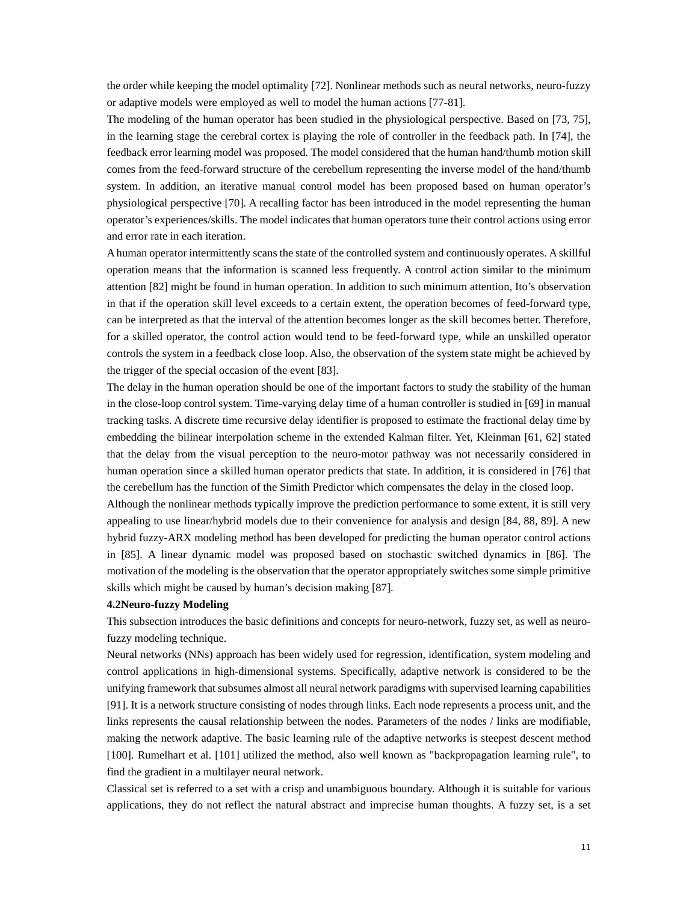the order while keeping the model optimality [72]. Nonlinear methods such as neural networks, neuro-fuzzy or adaptive models were employed as well to model the human actions [77-81].

The modeling of the human operator has been studied in the physiological perspective. Based on [73, 75], in the learning stage the cerebral cortex is playing the role of controller in the feedback path. In [74], the feedback error learning model was proposed. The model considered that the human hand/thumb motion skill comes from the feed-forward structure of the cerebellum representing the inverse model of the hand/thumb system. In addition, an iterative manual control model has been proposed based on human operator's physiological perspective [70]. A recalling factor has been introduced in the model representing the human operator's experiences/skills. The model indicates that human operators tune their control actions using error and error rate in each iteration.

A human operator intermittently scans the state of the controlled system and continuously operates. A skillful operation means that the information is scanned less frequently. A control action similar to the minimum attention [82] might be found in human operation. In addition to such minimum attention, Ito's observation in that if the operation skill level exceeds to a certain extent, the operation becomes of feed-forward type, can be interpreted as that the interval of the attention becomes longer as the skill becomes better. Therefore, for a skilled operator, the control action would tend to be feed-forward type, while an unskilled operator controls the system in a feedback close loop. Also, the observation of the system state might be achieved by the trigger of the special occasion of the event [83].

The delay in the human operation should be one of the important factors to study the stability of the human in the close-loop control system. Time-varying delay time of a human controller is studied in [69] in manual tracking tasks. A discrete time recursive delay identifier is proposed to estimate the fractional delay time by embedding the bilinear interpolation scheme in the extended Kalman filter. Yet, Kleinman [61, 62] stated that the delay from the visual perception to the neuro-motor pathway was not necessarily considered in human operation since a skilled human operator predicts that state. In addition, it is considered in [76] that the cerebellum has the function of the Simith Predictor which compensates the delay in the closed loop.

Although the nonlinear methods typically improve the prediction performance to some extent, it is still very appealing to use linear/hybrid models due to their convenience for analysis and design [84, 88, 89]. A new hybrid fuzzy-ARX modeling method has been developed for predicting the human operator control actions in [85]. A linear dynamic model was proposed based on stochastic switched dynamics in [86]. The motivation of the modeling is the observation that the operator appropriately switches some simple primitive skills which might be caused by human's decision making [87].

### 4.2Neuro-fuzzy Modeling

This subsection introduces the basic definitions and concepts for neuro-network, fuzzy set, as well as neuro-fuzzy modeling technique.

Neural networks (NNs) approach has been widely used for regression, identification, system modeling and control applications in high-dimensional systems. Specifically, adaptive network is considered to be the unifying framework that subsumes almost all neural network paradigms with supervised learning capabilities [91]. It is a network structure consisting of nodes through links. Each node represents a process unit, and the links represents the causal relationship between the nodes. Parameters of the nodes / links are modifiable, making the network adaptive. The basic learning rule of the adaptive networks is steepest descent method [100]. Rumelhart et al. [101] utilized the method, also well known as "backpropagation learning rule", to find the gradient in a multilayer neural network.

Classical set is referred to a set with a crisp and unambiguous boundary. Although it is suitable for various applications, they do not reflect the natural abstract and imprecise human thoughts. A fuzzy set, is a set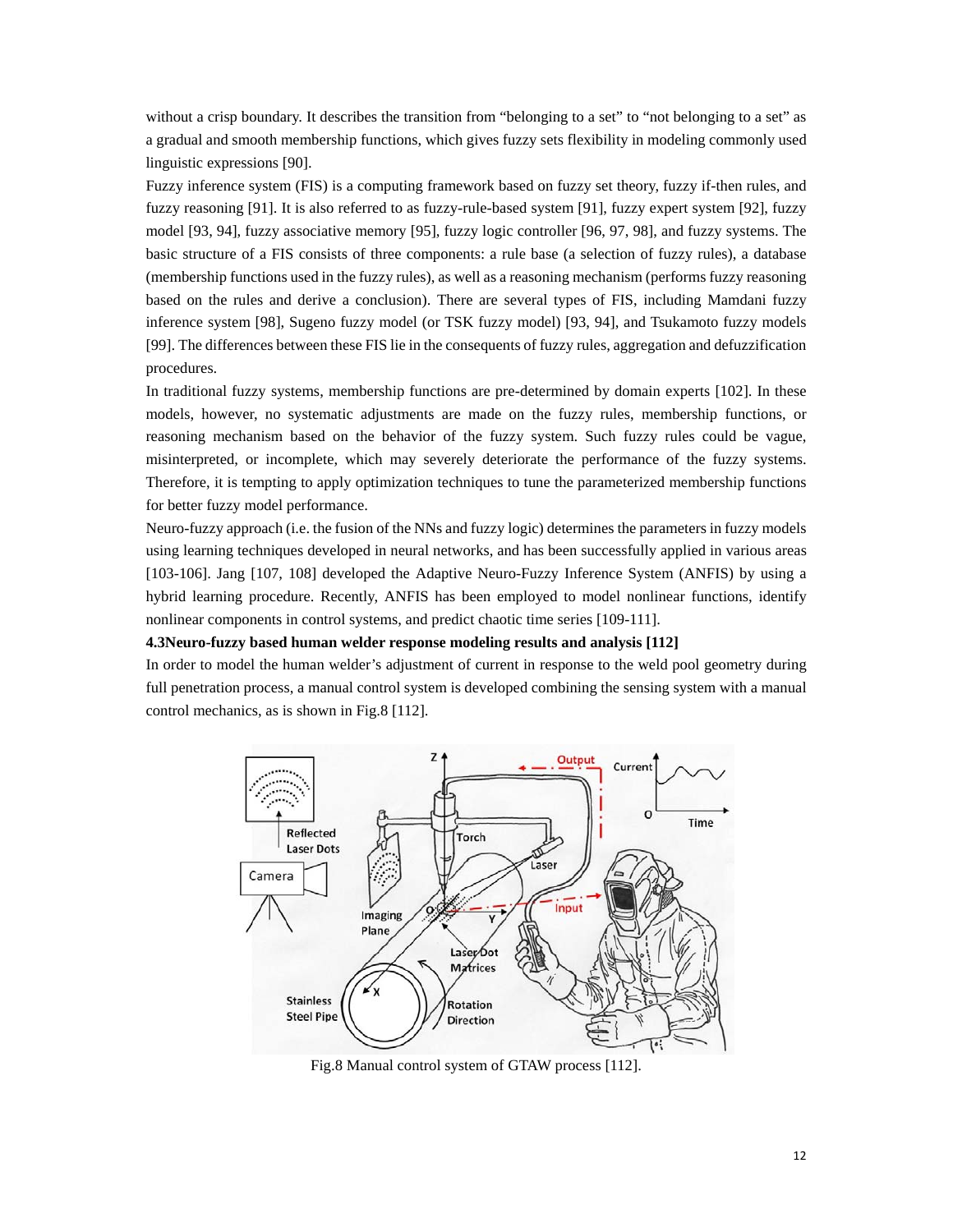without a crisp boundary. It describes the transition from "belonging to a set" to "not belonging to a set" as a gradual and smooth membership functions, which gives fuzzy sets flexibility in modeling commonly used linguistic expressions [90].

Fuzzy inference system (FIS) is a computing framework based on fuzzy set theory, fuzzy if-then rules, and fuzzy reasoning [91]. It is also referred to as fuzzy-rule-based system [91], fuzzy expert system [92], fuzzy model [93, 94], fuzzy associative memory [95], fuzzy logic controller [96, 97, 98], and fuzzy systems. The basic structure of a FIS consists of three components: a rule base (a selection of fuzzy rules), a database (membership functions used in the fuzzy rules), as well as a reasoning mechanism (performs fuzzy reasoning based on the rules and derive a conclusion). There are several types of FIS, including Mamdani fuzzy inference system [98], Sugeno fuzzy model (or TSK fuzzy model) [93, 94], and Tsukamoto fuzzy models [99]. The differences between these FIS lie in the consequents of fuzzy rules, aggregation and defuzzification procedures.

In traditional fuzzy systems, membership functions are pre-determined by domain experts [102]. In these models, however, no systematic adjustments are made on the fuzzy rules, membership functions, or reasoning mechanism based on the behavior of the fuzzy system. Such fuzzy rules could be vague, misinterpreted, or incomplete, which may severely deteriorate the performance of the fuzzy systems. Therefore, it is tempting to apply optimization techniques to tune the parameterized membership functions for better fuzzy model performance.

Neuro-fuzzy approach (i.e. the fusion of the NNs and fuzzy logic) determines the parameters in fuzzy models using learning techniques developed in neural networks, and has been successfully applied in various areas [103-106]. Jang [107, 108] developed the Adaptive Neuro-Fuzzy Inference System (ANFIS) by using a hybrid learning procedure. Recently, ANFIS has been employed to model nonlinear functions, identify nonlinear components in control systems, and predict chaotic time series [109-111].

**4.3Neuro-fuzzy based human welder response modeling results and analysis [112]**

In order to model the human welder's adjustment of current in response to the weld pool geometry during full penetration process, a manual control system is developed combining the sensing system with a manual control mechanics, as is shown in Fig.8 [112].

Fig.8 Manual control system of GTAW process [112].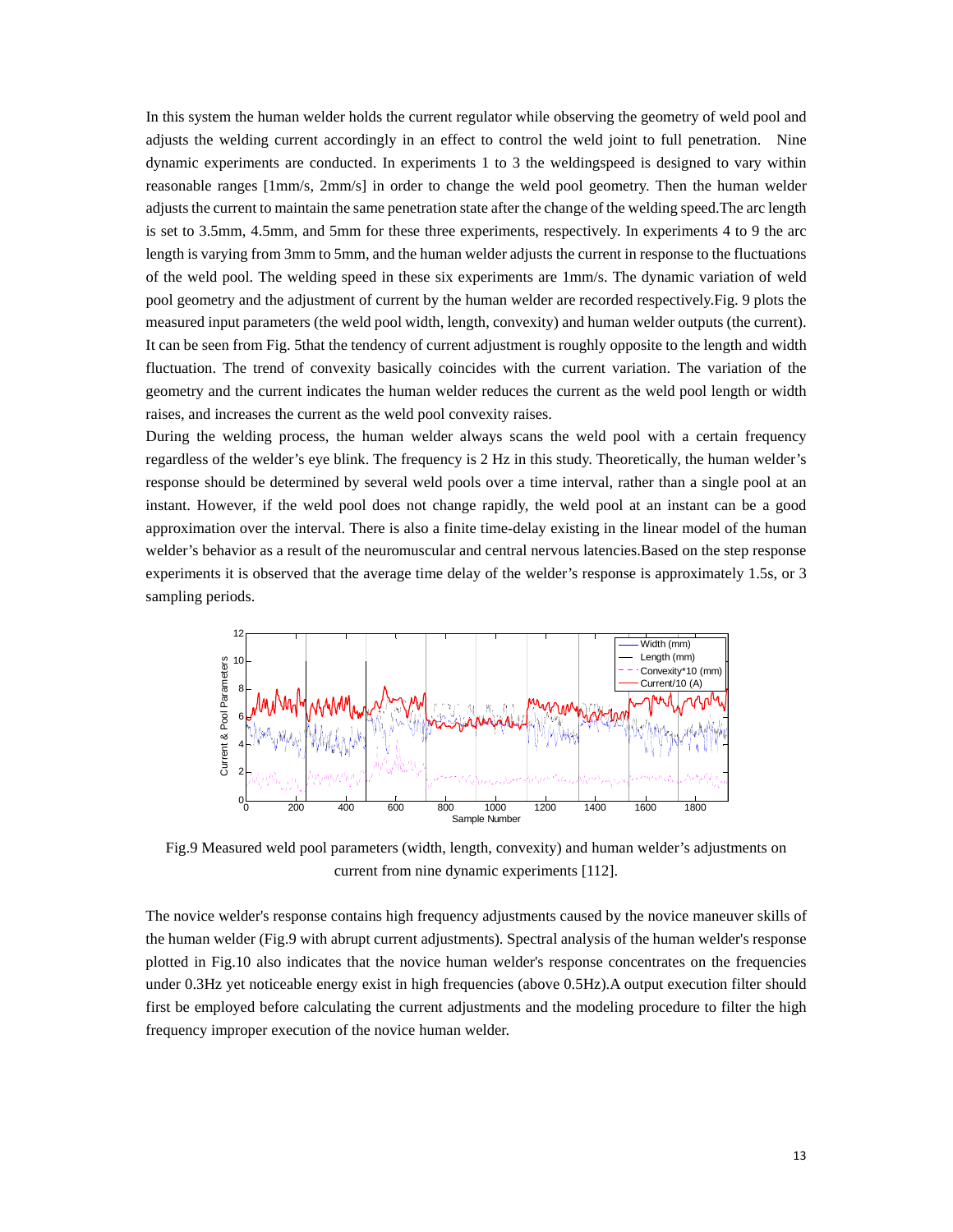In this system the human welder holds the current regulator while observing the geometry of weld pool and adjusts the welding current accordingly in an effect to control the weld joint to full penetration. Nine dynamic experiments are conducted. In experiments 1 to 3 the weldingspeed is designed to vary within reasonable ranges [1mm/s, 2mm/s] in order to change the weld pool geometry. Then the human welder adjusts the current to maintain the same penetration state after the change of the welding speed.The arc length is set to 3.5mm, 4.5mm, and 5mm for these three experiments, respectively. In experiments 4 to 9 the arc length is varying from 3mm to 5mm, and the human welder adjusts the current in response to the fluctuations of the weld pool. The welding speed in these six experiments are 1mm/s. The dynamic variation of weld pool geometry and the adjustment of current by the human welder are recorded respectively.Fig. 9 plots the measured input parameters (the weld pool width, length, convexity) and human welder outputs (the current). It can be seen from Fig. 5that the tendency of current adjustment is roughly opposite to the length and width fluctuation. The trend of convexity basically coincides with the current variation. The variation of the geometry and the current indicates the human welder reduces the current as the weld pool length or width raises, and increases the current as the weld pool convexity raises.

During the welding process, the human welder always scans the weld pool with a certain frequency regardless of the welder's eye blink. The frequency is 2 Hz in this study. Theoretically, the human welder's response should be determined by several weld pools over a time interval, rather than a single pool at an instant. However, if the weld pool does not change rapidly, the weld pool at an instant can be a good approximation over the interval. There is also a finite time-delay existing in the linear model of the human welder's behavior as a result of the neuromuscular and central nervous latencies.Based on the step response experiments it is observed that the average time delay of the welder's response is approximately 1.5s, or 3 sampling periods.

Fig.9 Measured weld pool parameters (width, length, convexity) and human welder's adjustments on current from nine dynamic experiments [112].

The novice welder's response contains high frequency adjustments caused by the novice maneuver skills of the human welder (Fig.9 with abrupt current adjustments). Spectral analysis of the human welder's response plotted in Fig.10 also indicates that the novice human welder's response concentrates on the frequencies under 0.3Hz yet noticeable energy exist in high frequencies (above 0.5Hz).A output execution filter should first be employed before calculating the current adjustments and the modeling procedure to filter the high frequency improper execution of the novice human welder.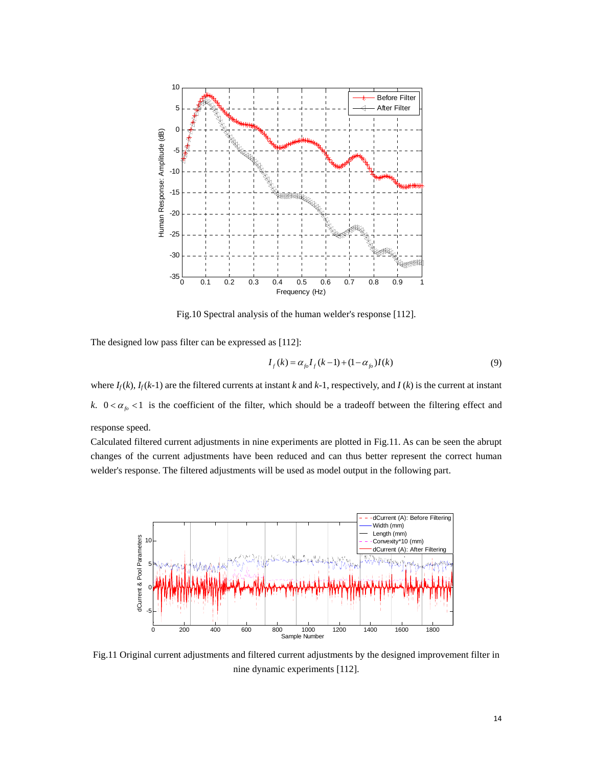Fig.10 Spectral analysis of the human welder's response [112].

The designed low pass filter can be expressed as [112]:

$$I_f(k) = \alpha_{fo} I_f(k-1) + (1-\alpha_{fo}) I(k) \tag{9}$$

where $I_f(k)$, $I_f(k\text{-}1)$ are the filtered currents at instant $k$ and $k$-1, respectively, and $I(k)$ is the current at instant $k$. $0 < \alpha_{fo} < 1$ is the coefficient of the filter, which should be a tradeoff between the filtering effect and response speed.

Calculated filtered current adjustments in nine experiments are plotted in Fig.11. As can be seen the abrupt changes of the current adjustments have been reduced and can thus better represent the correct human welder's response. The filtered adjustments will be used as model output in the following part.

Fig.11 Original current adjustments and filtered current adjustments by the designed improvement filter in nine dynamic experiments [112].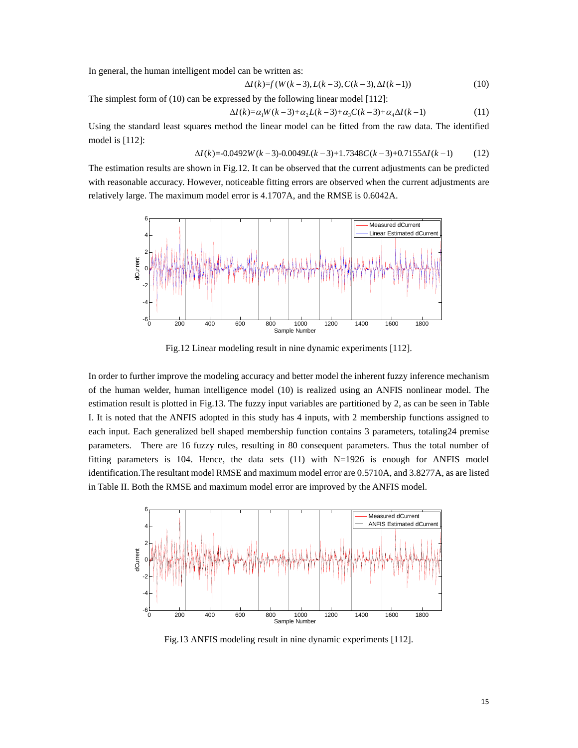In general, the human intelligent model can be written as:

$$\Delta I(k)=f(W(k-3),L(k-3),C(k-3),\Delta I(k-1)) \tag{10}$$

The simplest form of (10) can be expressed by the following linear model [112]:

$$\Delta I(k)=\alpha_1 W(k-3)+\alpha_2 L(k-3)+\alpha_3 C(k-3)+\alpha_4 \Delta I(k-1) \tag{11}$$

Using the standard least squares method the linear model can be fitted from the raw data. The identified model is [112]:

$$\Delta I(k)=-0.0492W(k-3)-0.0049L(k-3)+1.7348C(k-3)+0.7155\Delta I(k-1) \tag{12}$$

The estimation results are shown in Fig.12. It can be observed that the current adjustments can be predicted with reasonable accuracy. However, noticeable fitting errors are observed when the current adjustments are relatively large. The maximum model error is 4.1707A, and the RMSE is 0.6042A.

Fig.12 Linear modeling result in nine dynamic experiments [112].

In order to further improve the modeling accuracy and better model the inherent fuzzy inference mechanism of the human welder, human intelligence model (10) is realized using an ANFIS nonlinear model. The estimation result is plotted in Fig.13. The fuzzy input variables are partitioned by 2, as can be seen in Table I. It is noted that the ANFIS adopted in this study has 4 inputs, with 2 membership functions assigned to each input. Each generalized bell shaped membership function contains 3 parameters, totaling24 premise parameters. There are 16 fuzzy rules, resulting in 80 consequent parameters. Thus the total number of fitting parameters is 104. Hence, the data sets (11) with N=1926 is enough for ANFIS model identification.The resultant model RMSE and maximum model error are 0.5710A, and 3.8277A, as are listed in Table II. Both the RMSE and maximum model error are improved by the ANFIS model.

Fig.13 ANFIS modeling result in nine dynamic experiments [112].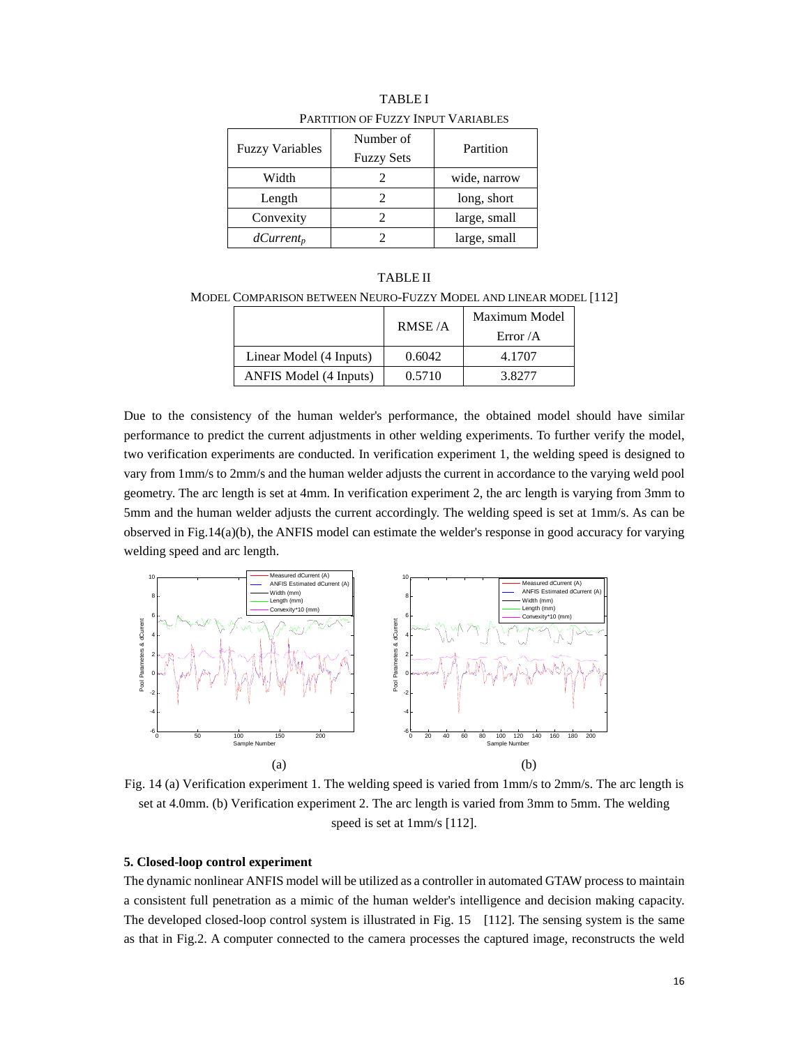TABLE I

PARTITION OF FUZZY INPUT VARIABLES

| Fuzzy Variables | Number of Fuzzy Sets | Partition |
|---|---|---|
| Width | 2 | wide, narrow |
| Length | 2 | long, short |
| Convexity | 2 | large, small |
| $dCurrent_p$ | 2 | large, small |

TABLE II

MODEL COMPARISON BETWEEN NEURO-FUZZY MODEL AND LINEAR MODEL [112]

| | RMSE /A | Maximum Model Error /A |
|---|---|---|
| Linear Model (4 Inputs) | 0.6042 | 4.1707 |
| ANFIS Model (4 Inputs) | 0.5710 | 3.8277 |

Due to the consistency of the human welder's performance, the obtained model should have similar performance to predict the current adjustments in other welding experiments. To further verify the model, two verification experiments are conducted. In verification experiment 1, the welding speed is designed to vary from 1mm/s to 2mm/s and the human welder adjusts the current in accordance to the varying weld pool geometry. The arc length is set at 4mm. In verification experiment 2, the arc length is varying from 3mm to 5mm and the human welder adjusts the current accordingly. The welding speed is set at 1mm/s. As can be observed in Fig.14(a)(b), the ANFIS model can estimate the welder's response in good accuracy for varying welding speed and arc length.

(a) (b)

Fig. 14 (a) Verification experiment 1. The welding speed is varied from 1mm/s to 2mm/s. The arc length is set at 4.0mm. (b) Verification experiment 2. The arc length is varied from 3mm to 5mm. The welding speed is set at 1mm/s [112].

**5. Closed-loop control experiment**

The dynamic nonlinear ANFIS model will be utilized as a controller in automated GTAW process to maintain a consistent full penetration as a mimic of the human welder's intelligence and decision making capacity. The developed closed-loop control system is illustrated in Fig. 15 [112]. The sensing system is the same as that in Fig.2. A computer connected to the camera processes the captured image, reconstructs the weld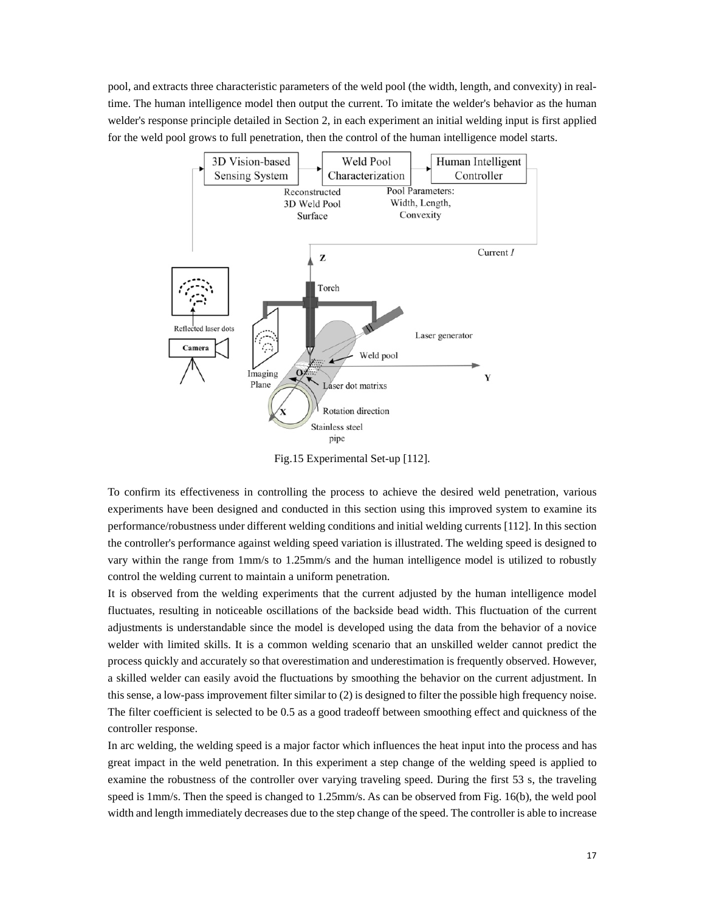pool, and extracts three characteristic parameters of the weld pool (the width, length, and convexity) in real-time. The human intelligence model then output the current. To imitate the welder's behavior as the human welder's response principle detailed in Section 2, in each experiment an initial welding input is first applied for the weld pool grows to full penetration, then the control of the human intelligence model starts.

Fig.15 Experimental Set-up [112].

To confirm its effectiveness in controlling the process to achieve the desired weld penetration, various experiments have been designed and conducted in this section using this improved system to examine its performance/robustness under different welding conditions and initial welding currents [112]. In this section the controller's performance against welding speed variation is illustrated. The welding speed is designed to vary within the range from 1mm/s to 1.25mm/s and the human intelligence model is utilized to robustly control the welding current to maintain a uniform penetration.

It is observed from the welding experiments that the current adjusted by the human intelligence model fluctuates, resulting in noticeable oscillations of the backside bead width. This fluctuation of the current adjustments is understandable since the model is developed using the data from the behavior of a novice welder with limited skills. It is a common welding scenario that an unskilled welder cannot predict the process quickly and accurately so that overestimation and underestimation is frequently observed. However, a skilled welder can easily avoid the fluctuations by smoothing the behavior on the current adjustment. In this sense, a low-pass improvement filter similar to (2) is designed to filter the possible high frequency noise. The filter coefficient is selected to be 0.5 as a good tradeoff between smoothing effect and quickness of the controller response.

In arc welding, the welding speed is a major factor which influences the heat input into the process and has great impact in the weld penetration. In this experiment a step change of the welding speed is applied to examine the robustness of the controller over varying traveling speed. During the first 53 s, the traveling speed is 1mm/s. Then the speed is changed to 1.25mm/s. As can be observed from Fig. 16(b), the weld pool width and length immediately decreases due to the step change of the speed. The controller is able to increase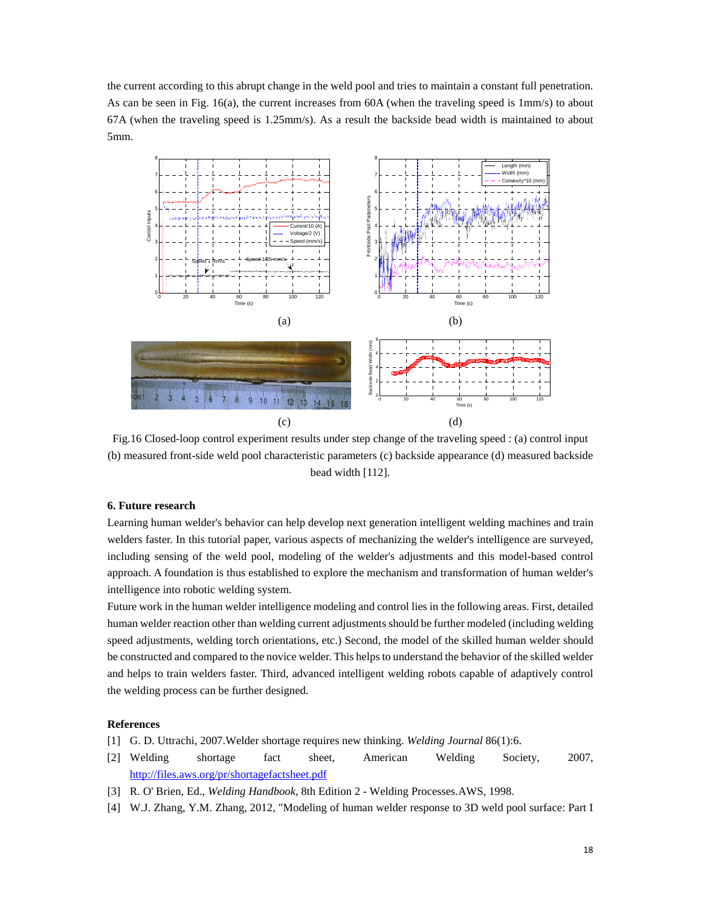the current according to this abrupt change in the weld pool and tries to maintain a constant full penetration. As can be seen in Fig. 16(a), the current increases from 60A (when the traveling speed is 1mm/s) to about 67A (when the traveling speed is 1.25mm/s). As a result the backside bead width is maintained to about 5mm.

Fig.16 Closed-loop control experiment results under step change of the traveling speed : (a) control input (b) measured front-side weld pool characteristic parameters (c) backside appearance (d) measured backside bead width [112].

### 6. Future research

Learning human welder's behavior can help develop next generation intelligent welding machines and train welders faster. In this tutorial paper, various aspects of mechanizing the welder's intelligence are surveyed, including sensing of the weld pool, modeling of the welder's adjustments and this model-based control approach. A foundation is thus established to explore the mechanism and transformation of human welder's intelligence into robotic welding system.

Future work in the human welder intelligence modeling and control lies in the following areas. First, detailed human welder reaction other than welding current adjustments should be further modeled (including welding speed adjustments, welding torch orientations, etc.) Second, the model of the skilled human welder should be constructed and compared to the novice welder. This helps to understand the behavior of the skilled welder and helps to train welders faster. Third, advanced intelligent welding robots capable of adaptively control the welding process can be further designed.

### References

[1] G. D. Uttrachi, 2007.Welder shortage requires new thinking. *Welding Journal* 86(1):6.

[2] Welding shortage fact sheet, American Welding Society, 2007, http://files.aws.org/pr/shortagefactsheet.pdf

[3] R. O' Brien, Ed., *Welding Handbook*, 8th Edition 2 - Welding Processes.AWS, 1998.

[4] W.J. Zhang, Y.M. Zhang, 2012, "Modeling of human welder response to 3D weld pool surface: Part I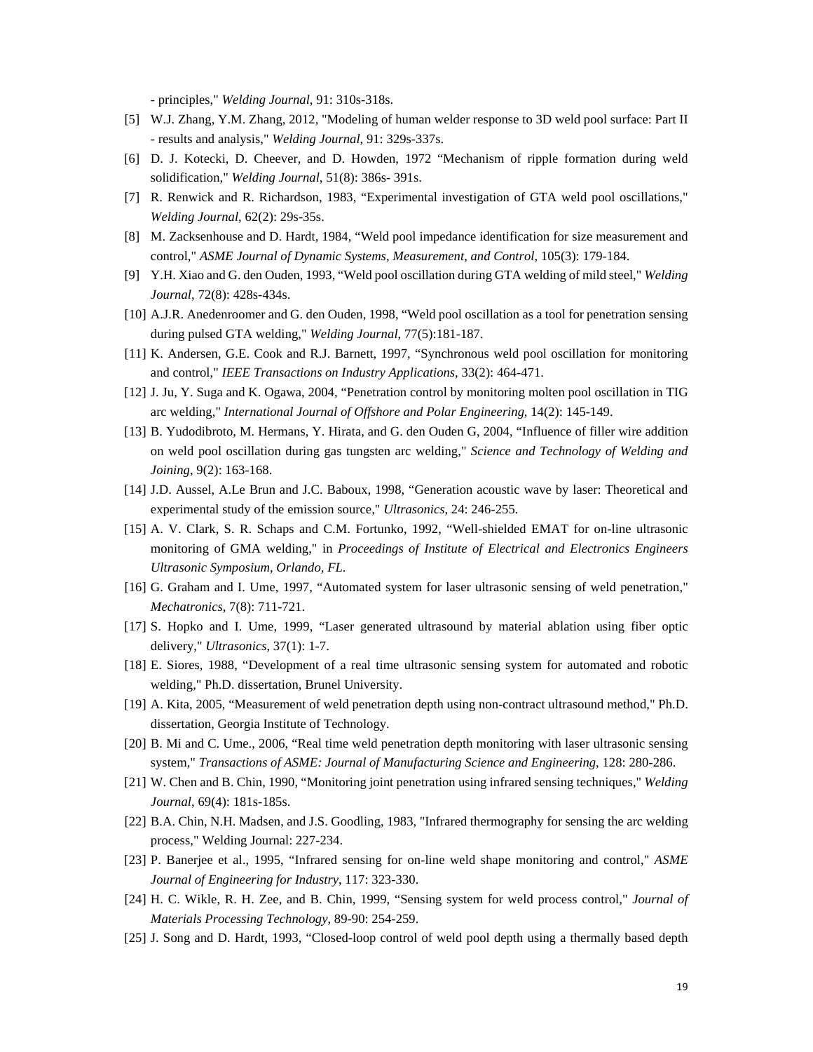- principles," *Welding Journal*, 91: 310s-318s.

[5] W.J. Zhang, Y.M. Zhang, 2012, "Modeling of human welder response to 3D weld pool surface: Part II - results and analysis," *Welding Journal*, 91: 329s-337s.

[6] D. J. Kotecki, D. Cheever, and D. Howden, 1972 "Mechanism of ripple formation during weld solidification," *Welding Journal*, 51(8): 386s- 391s.

[7] R. Renwick and R. Richardson, 1983, "Experimental investigation of GTA weld pool oscillations," *Welding Journal*, 62(2): 29s-35s.

[8] M. Zacksenhouse and D. Hardt, 1984, "Weld pool impedance identification for size measurement and control," *ASME Journal of Dynamic Systems, Measurement, and Control*, 105(3): 179-184.

[9] Y.H. Xiao and G. den Ouden, 1993, "Weld pool oscillation during GTA welding of mild steel," *Welding Journal*, 72(8): 428s-434s.

[10] A.J.R. Anedenroomer and G. den Ouden, 1998, "Weld pool oscillation as a tool for penetration sensing during pulsed GTA welding," *Welding Journal*, 77(5):181-187.

[11] K. Andersen, G.E. Cook and R.J. Barnett, 1997, "Synchronous weld pool oscillation for monitoring and control," *IEEE Transactions on Industry Applications*, 33(2): 464-471.

[12] J. Ju, Y. Suga and K. Ogawa, 2004, "Penetration control by monitoring molten pool oscillation in TIG arc welding," *International Journal of Offshore and Polar Engineering*, 14(2): 145-149.

[13] B. Yudodibroto, M. Hermans, Y. Hirata, and G. den Ouden G, 2004, "Influence of filler wire addition on weld pool oscillation during gas tungsten arc welding," *Science and Technology of Welding and Joining*, 9(2): 163-168.

[14] J.D. Aussel, A.Le Brun and J.C. Baboux, 1998, "Generation acoustic wave by laser: Theoretical and experimental study of the emission source," *Ultrasonics*, 24: 246-255.

[15] A. V. Clark, S. R. Schaps and C.M. Fortunko, 1992, "Well-shielded EMAT for on-line ultrasonic monitoring of GMA welding," in *Proceedings of Institute of Electrical and Electronics Engineers Ultrasonic Symposium, Orlando, FL*.

[16] G. Graham and I. Ume, 1997, "Automated system for laser ultrasonic sensing of weld penetration," *Mechatronics*, 7(8): 711-721.

[17] S. Hopko and I. Ume, 1999, "Laser generated ultrasound by material ablation using fiber optic delivery," *Ultrasonics*, 37(1): 1-7.

[18] E. Siores, 1988, "Development of a real time ultrasonic sensing system for automated and robotic welding," Ph.D. dissertation, Brunel University.

[19] A. Kita, 2005, "Measurement of weld penetration depth using non-contract ultrasound method," Ph.D. dissertation, Georgia Institute of Technology.

[20] B. Mi and C. Ume., 2006, "Real time weld penetration depth monitoring with laser ultrasonic sensing system," *Transactions of ASME: Journal of Manufacturing Science and Engineering*, 128: 280-286.

[21] W. Chen and B. Chin, 1990, "Monitoring joint penetration using infrared sensing techniques," *Welding Journal*, 69(4): 181s-185s.

[22] B.A. Chin, N.H. Madsen, and J.S. Goodling, 1983, "Infrared thermography for sensing the arc welding process," Welding Journal: 227-234.

[23] P. Banerjee et al., 1995, "Infrared sensing for on-line weld shape monitoring and control," *ASME Journal of Engineering for Industry*, 117: 323-330.

[24] H. C. Wikle, R. H. Zee, and B. Chin, 1999, "Sensing system for weld process control," *Journal of Materials Processing Technology*, 89-90: 254-259.

[25] J. Song and D. Hardt, 1993, "Closed-loop control of weld pool depth using a thermally based depth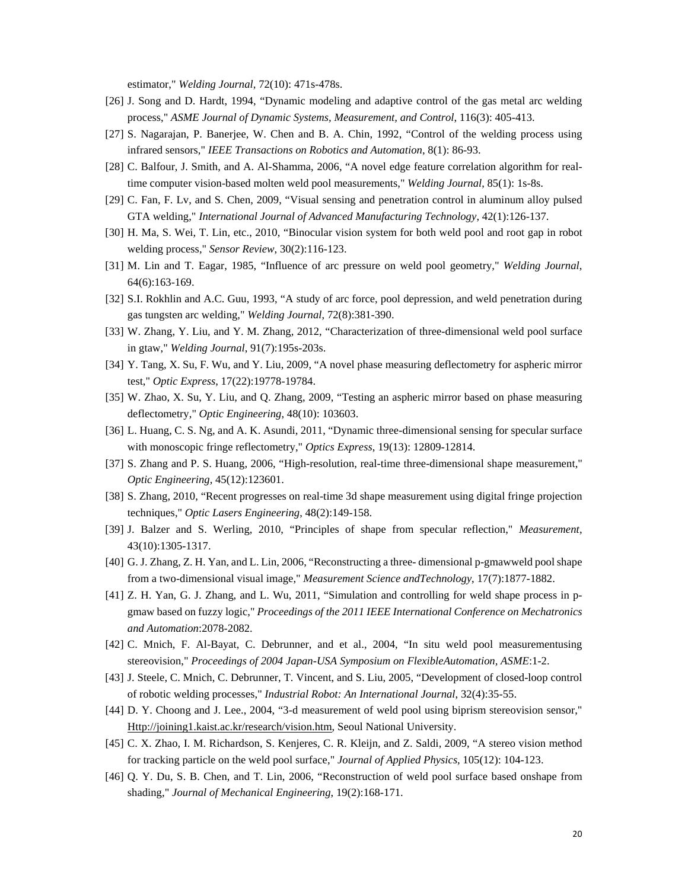estimator," *Welding Journal*, 72(10): 471s-478s.

[26] J. Song and D. Hardt, 1994, "Dynamic modeling and adaptive control of the gas metal arc welding process," *ASME Journal of Dynamic Systems, Measurement, and Control*, 116(3): 405-413.

[27] S. Nagarajan, P. Banerjee, W. Chen and B. A. Chin, 1992, "Control of the welding process using infrared sensors," *IEEE Transactions on Robotics and Automation*, 8(1): 86-93.

[28] C. Balfour, J. Smith, and A. Al-Shamma, 2006, "A novel edge feature correlation algorithm for real-time computer vision-based molten weld pool measurements," *Welding Journal*, 85(1): 1s-8s.

[29] C. Fan, F. Lv, and S. Chen, 2009, "Visual sensing and penetration control in aluminum alloy pulsed GTA welding," *International Journal of Advanced Manufacturing Technology*, 42(1):126-137.

[30] H. Ma, S. Wei, T. Lin, etc., 2010, "Binocular vision system for both weld pool and root gap in robot welding process," *Sensor Review*, 30(2):116-123.

[31] M. Lin and T. Eagar, 1985, "Influence of arc pressure on weld pool geometry," *Welding Journal*, 64(6):163-169.

[32] S.I. Rokhlin and A.C. Guu, 1993, "A study of arc force, pool depression, and weld penetration during gas tungsten arc welding," *Welding Journal*, 72(8):381-390.

[33] W. Zhang, Y. Liu, and Y. M. Zhang, 2012, "Characterization of three-dimensional weld pool surface in gtaw," *Welding Journal*, 91(7):195s-203s.

[34] Y. Tang, X. Su, F. Wu, and Y. Liu, 2009, "A novel phase measuring deflectometry for aspheric mirror test," *Optic Express*, 17(22):19778-19784.

[35] W. Zhao, X. Su, Y. Liu, and Q. Zhang, 2009, "Testing an aspheric mirror based on phase measuring deflectometry," *Optic Engineering*, 48(10): 103603.

[36] L. Huang, C. S. Ng, and A. K. Asundi, 2011, "Dynamic three-dimensional sensing for specular surface with monoscopic fringe reflectometry," *Optics Express*, 19(13): 12809-12814.

[37] S. Zhang and P. S. Huang, 2006, "High-resolution, real-time three-dimensional shape measurement," *Optic Engineering*, 45(12):123601.

[38] S. Zhang, 2010, "Recent progresses on real-time 3d shape measurement using digital fringe projection techniques," *Optic Lasers Engineering*, 48(2):149-158.

[39] J. Balzer and S. Werling, 2010, "Principles of shape from specular reflection," *Measurement*, 43(10):1305-1317.

[40] G. J. Zhang, Z. H. Yan, and L. Lin, 2006, "Reconstructing a three- dimensional p-gmawweld pool shape from a two-dimensional visual image," *Measurement Science andTechnology*, 17(7):1877-1882.

[41] Z. H. Yan, G. J. Zhang, and L. Wu, 2011, "Simulation and controlling for weld shape process in p-gmaw based on fuzzy logic," *Proceedings of the 2011 IEEE International Conference on Mechatronics and Automation*:2078-2082.

[42] C. Mnich, F. Al-Bayat, C. Debrunner, and et al., 2004, "In situ weld pool measurementusing stereovision," *Proceedings of 2004 Japan-USA Symposium on FlexibleAutomation, ASME*:1-2.

[43] J. Steele, C. Mnich, C. Debrunner, T. Vincent, and S. Liu, 2005, "Development of closed-loop control of robotic welding processes," *Industrial Robot: An International Journal*, 32(4):35-55.

[44] D. Y. Choong and J. Lee., 2004, "3-d measurement of weld pool using biprism stereovision sensor," Http://joining1.kaist.ac.kr/research/vision.htm, Seoul National University.

[45] C. X. Zhao, I. M. Richardson, S. Kenjeres, C. R. Kleijn, and Z. Saldi, 2009, "A stereo vision method for tracking particle on the weld pool surface," *Journal of Applied Physics*, 105(12): 104-123.

[46] Q. Y. Du, S. B. Chen, and T. Lin, 2006, "Reconstruction of weld pool surface based onshape from shading," *Journal of Mechanical Engineering*, 19(2):168-171.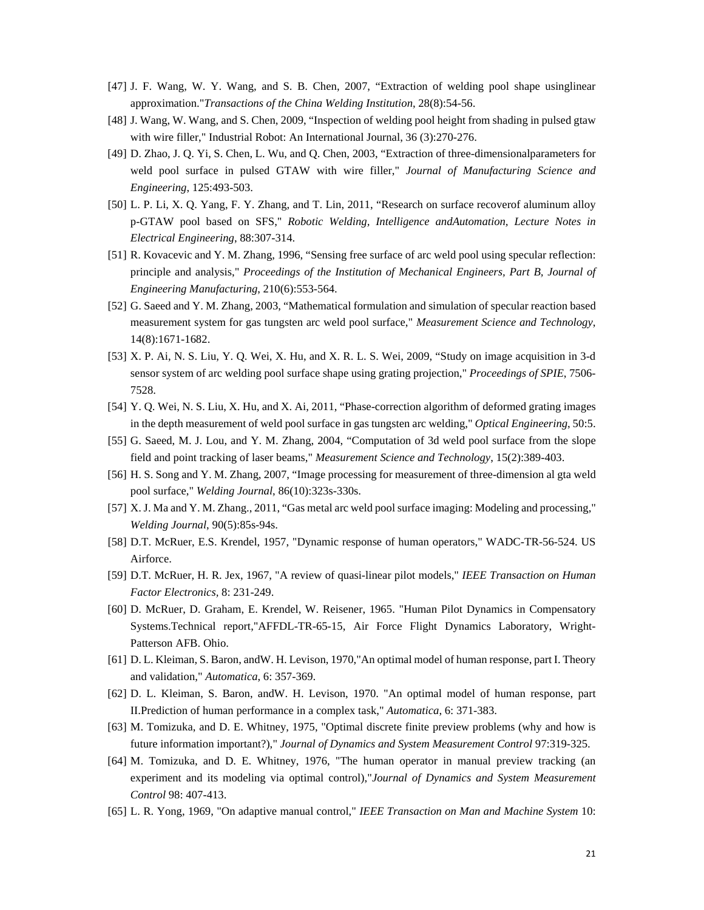[47] J. F. Wang, W. Y. Wang, and S. B. Chen, 2007, "Extraction of welding pool shape usinglinear approximation."*Transactions of the China Welding Institution*, 28(8):54-56.

[48] J. Wang, W. Wang, and S. Chen, 2009, "Inspection of welding pool height from shading in pulsed gtaw with wire filler," Industrial Robot: An International Journal, 36 (3):270-276.

[49] D. Zhao, J. Q. Yi, S. Chen, L. Wu, and Q. Chen, 2003, "Extraction of three-dimensionalparameters for weld pool surface in pulsed GTAW with wire filler," *Journal of Manufacturing Science and Engineering*, 125:493-503.

[50] L. P. Li, X. Q. Yang, F. Y. Zhang, and T. Lin, 2011, "Research on surface recoverof aluminum alloy p-GTAW pool based on SFS," *Robotic Welding, Intelligence andAutomation, Lecture Notes in Electrical Engineering*, 88:307-314.

[51] R. Kovacevic and Y. M. Zhang, 1996, "Sensing free surface of arc weld pool using specular reflection: principle and analysis," *Proceedings of the Institution of Mechanical Engineers, Part B, Journal of Engineering Manufacturing*, 210(6):553-564.

[52] G. Saeed and Y. M. Zhang, 2003, "Mathematical formulation and simulation of specular reaction based measurement system for gas tungsten arc weld pool surface," *Measurement Science and Technology*, 14(8):1671-1682.

[53] X. P. Ai, N. S. Liu, Y. Q. Wei, X. Hu, and X. R. L. S. Wei, 2009, "Study on image acquisition in 3-d sensor system of arc welding pool surface shape using grating projection," *Proceedings of SPIE*, 7506-7528.

[54] Y. Q. Wei, N. S. Liu, X. Hu, and X. Ai, 2011, "Phase-correction algorithm of deformed grating images in the depth measurement of weld pool surface in gas tungsten arc welding," *Optical Engineering*, 50:5.

[55] G. Saeed, M. J. Lou, and Y. M. Zhang, 2004, "Computation of 3d weld pool surface from the slope field and point tracking of laser beams," *Measurement Science and Technology*, 15(2):389-403.

[56] H. S. Song and Y. M. Zhang, 2007, "Image processing for measurement of three-dimension al gta weld pool surface," *Welding Journal*, 86(10):323s-330s.

[57] X. J. Ma and Y. M. Zhang., 2011, "Gas metal arc weld pool surface imaging: Modeling and processing," *Welding Journal*, 90(5):85s-94s.

[58] D.T. McRuer, E.S. Krendel, 1957, "Dynamic response of human operators," WADC-TR-56-524. US Airforce.

[59] D.T. McRuer, H. R. Jex, 1967, "A review of quasi-linear pilot models," *IEEE Transaction on Human Factor Electronics,* 8: 231-249.

[60] D. McRuer, D. Graham, E. Krendel, W. Reisener, 1965. "Human Pilot Dynamics in Compensatory Systems.Technical report,"AFFDL-TR-65-15, Air Force Flight Dynamics Laboratory, Wright-Patterson AFB. Ohio.

[61] D. L. Kleiman, S. Baron, andW. H. Levison, 1970,"An optimal model of human response, part I. Theory and validation," *Automatica*, 6: 357-369.

[62] D. L. Kleiman, S. Baron, andW. H. Levison, 1970. "An optimal model of human response, part II.Prediction of human performance in a complex task," *Automatica*, 6: 371-383.

[63] M. Tomizuka, and D. E. Whitney, 1975, "Optimal discrete finite preview problems (why and how is future information important?)," *Journal of Dynamics and System Measurement Control* 97:319-325.

[64] M. Tomizuka, and D. E. Whitney, 1976, "The human operator in manual preview tracking (an experiment and its modeling via optimal control),"*Journal of Dynamics and System Measurement Control* 98: 407-413.

[65] L. R. Yong, 1969, "On adaptive manual control," *IEEE Transaction on Man and Machine System* 10: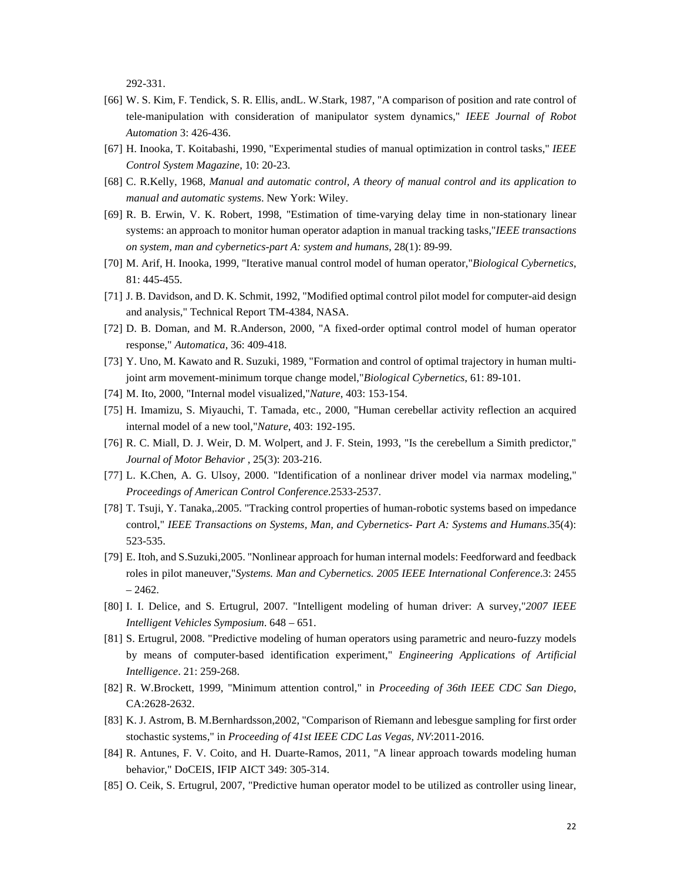292-331.

[66] W. S. Kim, F. Tendick, S. R. Ellis, andL. W.Stark, 1987, "A comparison of position and rate control of tele-manipulation with consideration of manipulator system dynamics," *IEEE Journal of Robot Automation* 3: 426-436.

[67] H. Inooka, T. Koitabashi, 1990, "Experimental studies of manual optimization in control tasks," *IEEE Control System Magazine*, 10: 20-23.

[68] C. R.Kelly, 1968, *Manual and automatic control, A theory of manual control and its application to manual and automatic systems*. New York: Wiley.

[69] R. B. Erwin, V. K. Robert, 1998, "Estimation of time-varying delay time in non-stationary linear systems: an approach to monitor human operator adaption in manual tracking tasks,"*IEEE transactions on system, man and cybernetics-part A: system and humans*, 28(1): 89-99.

[70] M. Arif, H. Inooka, 1999, "Iterative manual control model of human operator,"*Biological Cybernetics*, 81: 445-455.

[71] J. B. Davidson, and D. K. Schmit, 1992, "Modified optimal control pilot model for computer-aid design and analysis," Technical Report TM-4384, NASA.

[72] D. B. Doman, and M. R.Anderson, 2000, "A fixed-order optimal control model of human operator response," *Automatica*, 36: 409-418.

[73] Y. Uno, M. Kawato and R. Suzuki, 1989, "Formation and control of optimal trajectory in human multi-joint arm movement-minimum torque change model,"*Biological Cybernetics*, 61: 89-101.

[74] M. Ito, 2000, "Internal model visualized,"*Nature*, 403: 153-154.

[75] H. Imamizu, S. Miyauchi, T. Tamada, etc., 2000, "Human cerebellar activity reflection an acquired internal model of a new tool,"*Nature*, 403: 192-195.

[76] R. C. Miall, D. J. Weir, D. M. Wolpert, and J. F. Stein, 1993, "Is the cerebellum a Simith predictor," *Journal of Motor Behavior* , 25(3): 203-216.

[77] L. K.Chen, A. G. Ulsoy, 2000. "Identification of a nonlinear driver model via narmax modeling," *Proceedings of American Control Conference*.2533-2537.

[78] T. Tsuji, Y. Tanaka,.2005. "Tracking control properties of human-robotic systems based on impedance control," *IEEE Transactions on Systems, Man, and Cybernetics- Part A: Systems and Humans*.35(4): 523-535.

[79] E. Itoh, and S.Suzuki,2005. "Nonlinear approach for human internal models: Feedforward and feedback roles in pilot maneuver,"*Systems. Man and Cybernetics. 2005 IEEE International Conference*.3: 2455 – 2462.

[80] I. I. Delice, and S. Ertugrul, 2007. "Intelligent modeling of human driver: A survey,"*2007 IEEE Intelligent Vehicles Symposium*. 648 – 651.

[81] S. Ertugrul, 2008. "Predictive modeling of human operators using parametric and neuro-fuzzy models by means of computer-based identification experiment," *Engineering Applications of Artificial Intelligence*. 21: 259-268.

[82] R. W.Brockett, 1999, "Minimum attention control," in *Proceeding of 36th IEEE CDC San Diego*, CA:2628-2632.

[83] K. J. Astrom, B. M.Bernhardsson,2002, "Comparison of Riemann and lebesgue sampling for first order stochastic systems," in *Proceeding of 41st IEEE CDC Las Vegas, NV*:2011-2016.

[84] R. Antunes, F. V. Coito, and H. Duarte-Ramos, 2011, "A linear approach towards modeling human behavior," DoCEIS, IFIP AICT 349: 305-314.

[85] O. Ceik, S. Ertugrul, 2007, "Predictive human operator model to be utilized as controller using linear,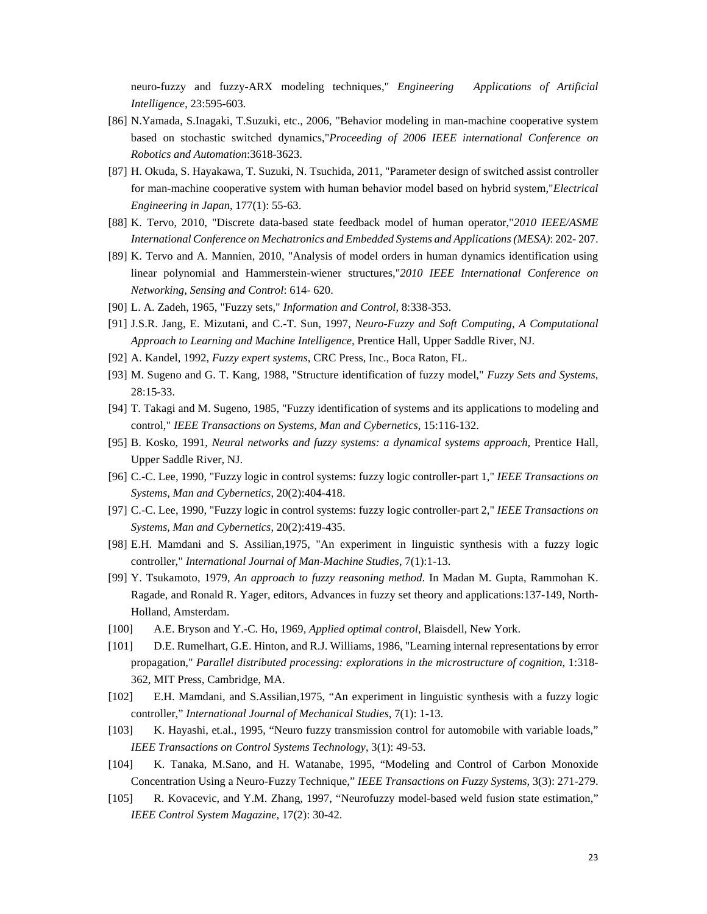neuro-fuzzy and fuzzy-ARX modeling techniques," *Engineering Applications of Artificial Intelligence*, 23:595-603.

[86] N.Yamada, S.Inagaki, T.Suzuki, etc., 2006, "Behavior modeling in man-machine cooperative system based on stochastic switched dynamics,"*Proceeding of 2006 IEEE international Conference on Robotics and Automation*:3618-3623.

[87] H. Okuda, S. Hayakawa, T. Suzuki, N. Tsuchida, 2011, "Parameter design of switched assist controller for man-machine cooperative system with human behavior model based on hybrid system,"*Electrical Engineering in Japan*, 177(1): 55-63.

[88] K. Tervo, 2010, "Discrete data-based state feedback model of human operator,"*2010 IEEE/ASME International Conference on Mechatronics and Embedded Systems and Applications (MESA)*: 202- 207.

[89] K. Tervo and A. Mannien, 2010, "Analysis of model orders in human dynamics identification using linear polynomial and Hammerstein-wiener structures,"*2010 IEEE International Conference on Networking, Sensing and Control*: 614- 620.

[90] L. A. Zadeh, 1965, "Fuzzy sets," *Information and Control*, 8:338-353.

[91] J.S.R. Jang, E. Mizutani, and C.-T. Sun, 1997, *Neuro-Fuzzy and Soft Computing, A Computational Approach to Learning and Machine Intelligence,* Prentice Hall, Upper Saddle River, NJ.

[92] A. Kandel, 1992, *Fuzzy expert systems*, CRC Press, Inc., Boca Raton, FL.

[93] M. Sugeno and G. T. Kang, 1988, "Structure identification of fuzzy model," *Fuzzy Sets and Systems*, 28:15-33.

[94] T. Takagi and M. Sugeno, 1985, "Fuzzy identification of systems and its applications to modeling and control," *IEEE Transactions on Systems, Man and Cybernetics*, 15:116-132.

[95] B. Kosko, 1991, *Neural networks and fuzzy systems: a dynamical systems approach*, Prentice Hall, Upper Saddle River, NJ.

[96] C.-C. Lee, 1990, "Fuzzy logic in control systems: fuzzy logic controller-part 1," *IEEE Transactions on Systems, Man and Cybernetics*, 20(2):404-418.

[97] C.-C. Lee, 1990, "Fuzzy logic in control systems: fuzzy logic controller-part 2," *IEEE Transactions on Systems, Man and Cybernetics*, 20(2):419-435.

[98] E.H. Mamdani and S. Assilian,1975, "An experiment in linguistic synthesis with a fuzzy logic controller," *International Journal of Man-Machine Studies*, 7(1):1-13.

[99] Y. Tsukamoto, 1979, *An approach to fuzzy reasoning method*. In Madan M. Gupta, Rammohan K. Ragade, and Ronald R. Yager, editors, Advances in fuzzy set theory and applications:137-149, North-Holland, Amsterdam.

[100] A.E. Bryson and Y.-C. Ho, 1969, *Applied optimal control*, Blaisdell, New York.

[101] D.E. Rumelhart, G.E. Hinton, and R.J. Williams, 1986, "Learning internal representations by error propagation," *Parallel distributed processing: explorations in the microstructure of cognition*, 1:318-362, MIT Press, Cambridge, MA.

[102] E.H. Mamdani, and S.Assilian,1975, "An experiment in linguistic synthesis with a fuzzy logic controller," *International Journal of Mechanical Studies*, 7(1): 1-13.

[103] K. Hayashi, et.al., 1995, "Neuro fuzzy transmission control for automobile with variable loads," *IEEE Transactions on Control Systems Technology*, 3(1): 49-53.

[104] K. Tanaka, M.Sano, and H. Watanabe, 1995, "Modeling and Control of Carbon Monoxide Concentration Using a Neuro-Fuzzy Technique," *IEEE Transactions on Fuzzy Systems*, 3(3): 271-279.

[105] R. Kovacevic, and Y.M. Zhang, 1997, "Neurofuzzy model-based weld fusion state estimation," *IEEE Control System Magazine*, 17(2): 30-42.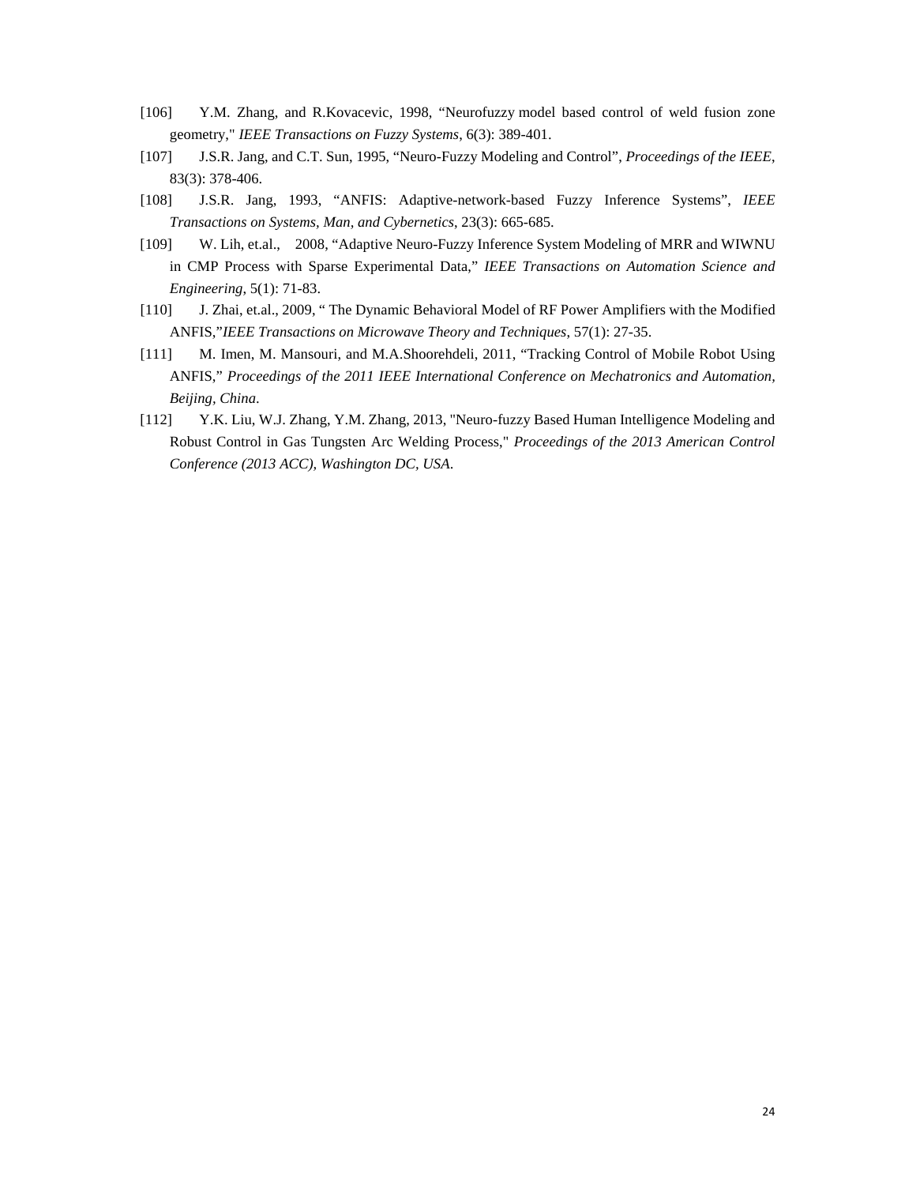[106] Y.M. Zhang, and R.Kovacevic, 1998, “Neurofuzzy model based control of weld fusion zone geometry," *IEEE Transactions on Fuzzy Systems*, 6(3): 389-401.

[107] J.S.R. Jang, and C.T. Sun, 1995, “Neuro-Fuzzy Modeling and Control”, *Proceedings of the IEEE*, 83(3): 378-406.

[108] J.S.R. Jang, 1993, “ANFIS: Adaptive-network-based Fuzzy Inference Systems”, *IEEE Transactions on Systems, Man, and Cybernetics*, 23(3): 665-685.

[109] W. Lih, et.al., 2008, “Adaptive Neuro-Fuzzy Inference System Modeling of MRR and WIWNU in CMP Process with Sparse Experimental Data,” *IEEE Transactions on Automation Science and Engineering*, 5(1): 71-83.

[110] J. Zhai, et.al., 2009, “ The Dynamic Behavioral Model of RF Power Amplifiers with the Modified ANFIS,”*IEEE Transactions on Microwave Theory and Techniques,* 57(1): 27-35.

[111] M. Imen, M. Mansouri, and M.A.Shoorehdeli, 2011, “Tracking Control of Mobile Robot Using ANFIS,” *Proceedings of the 2011 IEEE International Conference on Mechatronics and Automation, Beijing, China*.

[112] Y.K. Liu, W.J. Zhang, Y.M. Zhang, 2013, "Neuro-fuzzy Based Human Intelligence Modeling and Robust Control in Gas Tungsten Arc Welding Process," *Proceedings of the 2013 American Control Conference (2013 ACC), Washington DC, USA*.